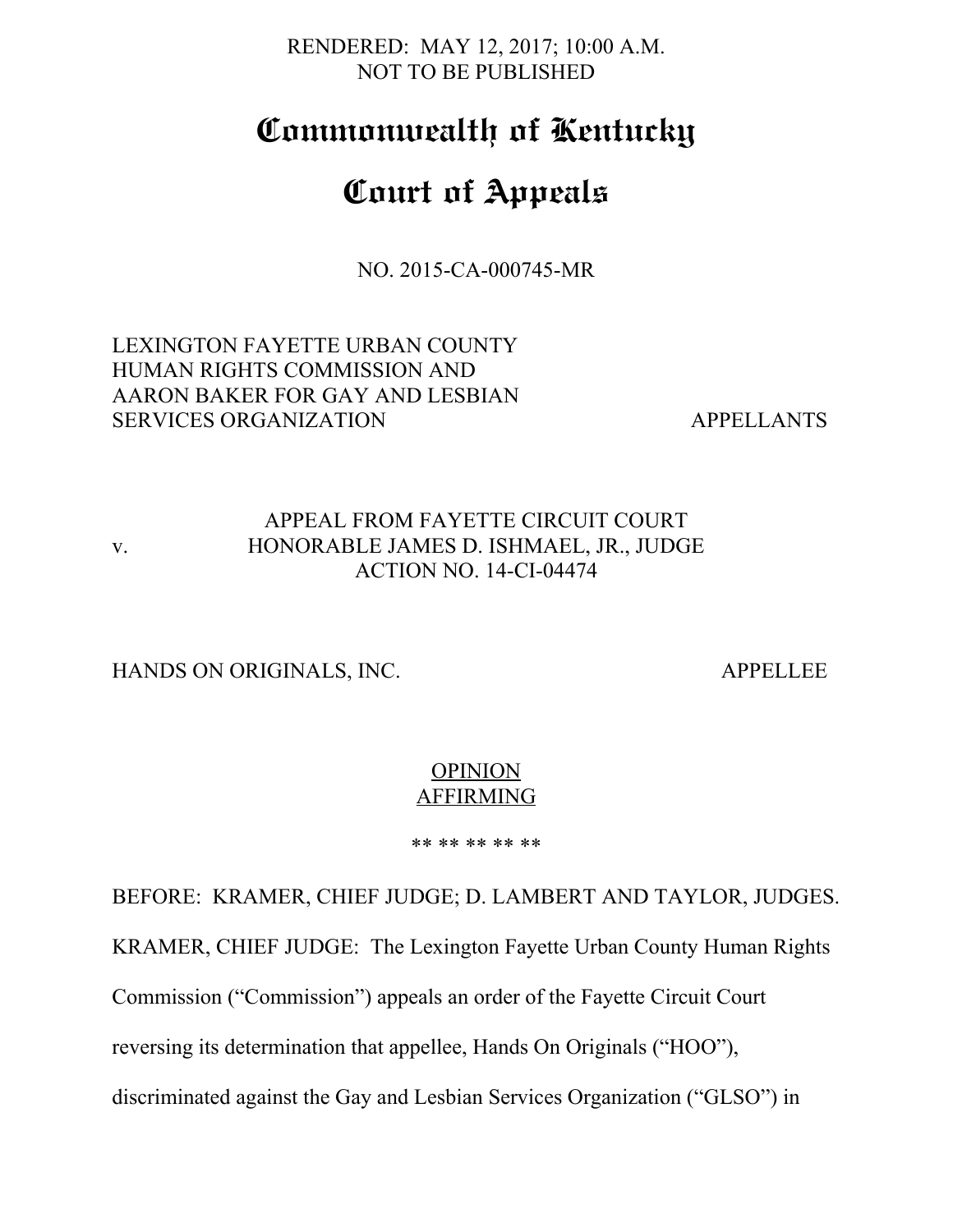RENDERED: MAY 12, 2017; 10:00 A.M.
NOT TO BE PUBLISHED

# Commonwealth of Kentucky

# Court of Appeals

NO. 2015-CA-000745-MR

LEXINGTON FAYETTE URBAN COUNTY HUMAN RIGHTS COMMISSION AND AARON BAKER FOR GAY AND LESBIAN SERVICES ORGANIZATION — APPELLANTS

v. — APPEAL FROM FAYETTE CIRCUIT COURT
HONORABLE JAMES D. ISHMAEL, JR., JUDGE
ACTION NO. 14-CI-04474

HANDS ON ORIGINALS, INC. — APPELLEE

OPINION
AFFIRMING

** ** ** ** **

BEFORE: KRAMER, CHIEF JUDGE; D. LAMBERT AND TAYLOR, JUDGES.

KRAMER, CHIEF JUDGE: The Lexington Fayette Urban County Human Rights Commission ("Commission") appeals an order of the Fayette Circuit Court reversing its determination that appellee, Hands On Originals ("HOO"), discriminated against the Gay and Lesbian Services Organization ("GLSO") in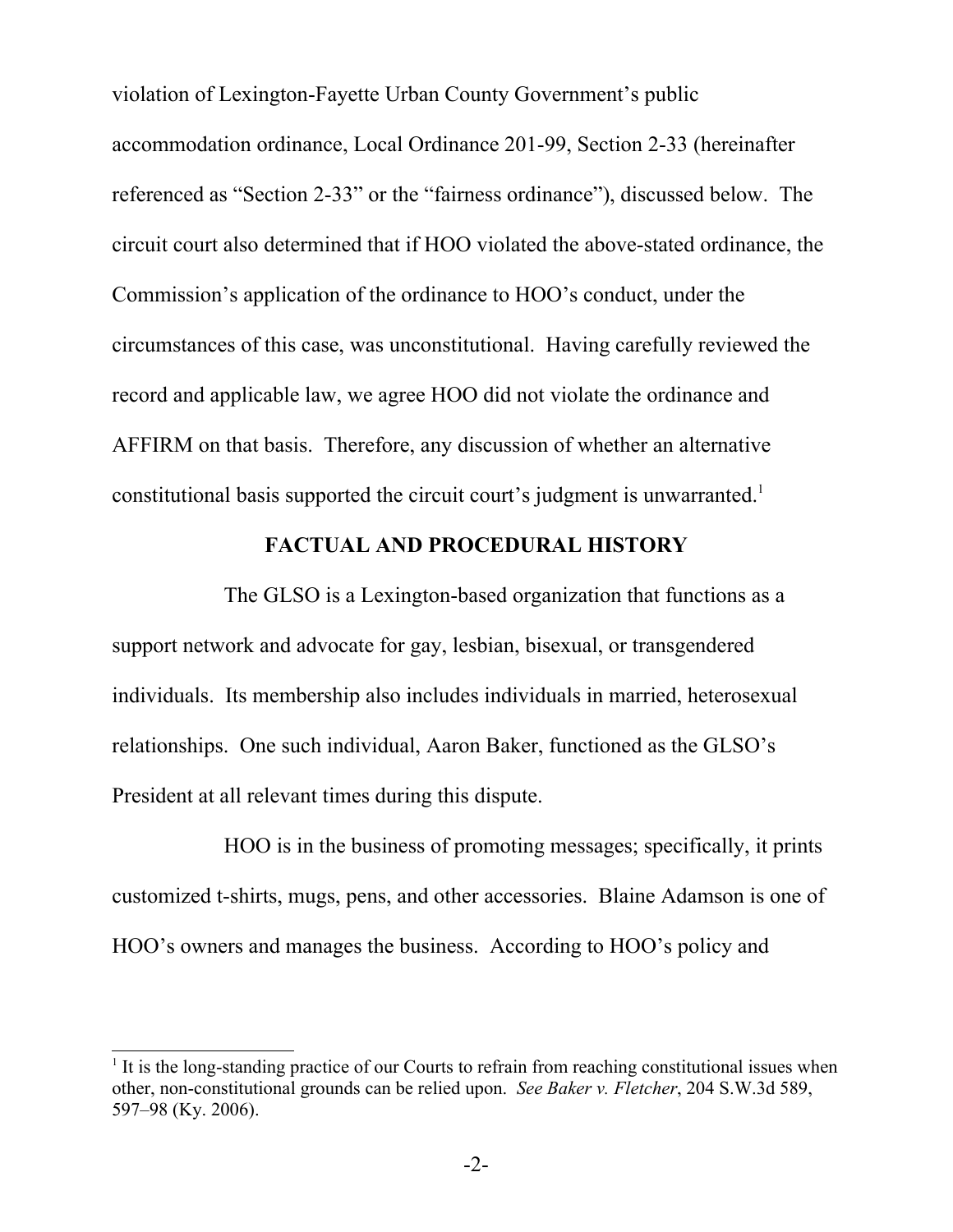violation of Lexington-Fayette Urban County Government's public accommodation ordinance, Local Ordinance 201-99, Section 2-33 (hereinafter referenced as "Section 2-33" or the "fairness ordinance"), discussed below. The circuit court also determined that if HOO violated the above-stated ordinance, the Commission's application of the ordinance to HOO's conduct, under the circumstances of this case, was unconstitutional. Having carefully reviewed the record and applicable law, we agree HOO did not violate the ordinance and AFFIRM on that basis. Therefore, any discussion of whether an alternative constitutional basis supported the circuit court's judgment is unwarranted.[1]

## FACTUAL AND PROCEDURAL HISTORY

The GLSO is a Lexington-based organization that functions as a support network and advocate for gay, lesbian, bisexual, or transgendered individuals. Its membership also includes individuals in married, heterosexual relationships. One such individual, Aaron Baker, functioned as the GLSO's President at all relevant times during this dispute.

HOO is in the business of promoting messages; specifically, it prints customized t-shirts, mugs, pens, and other accessories. Blaine Adamson is one of HOO's owners and manages the business. According to HOO's policy and

---

[1] It is the long-standing practice of our Courts to refrain from reaching constitutional issues when other, non-constitutional grounds can be relied upon. *See Baker v. Fletcher*, 204 S.W.3d 589, 597–98 (Ky. 2006).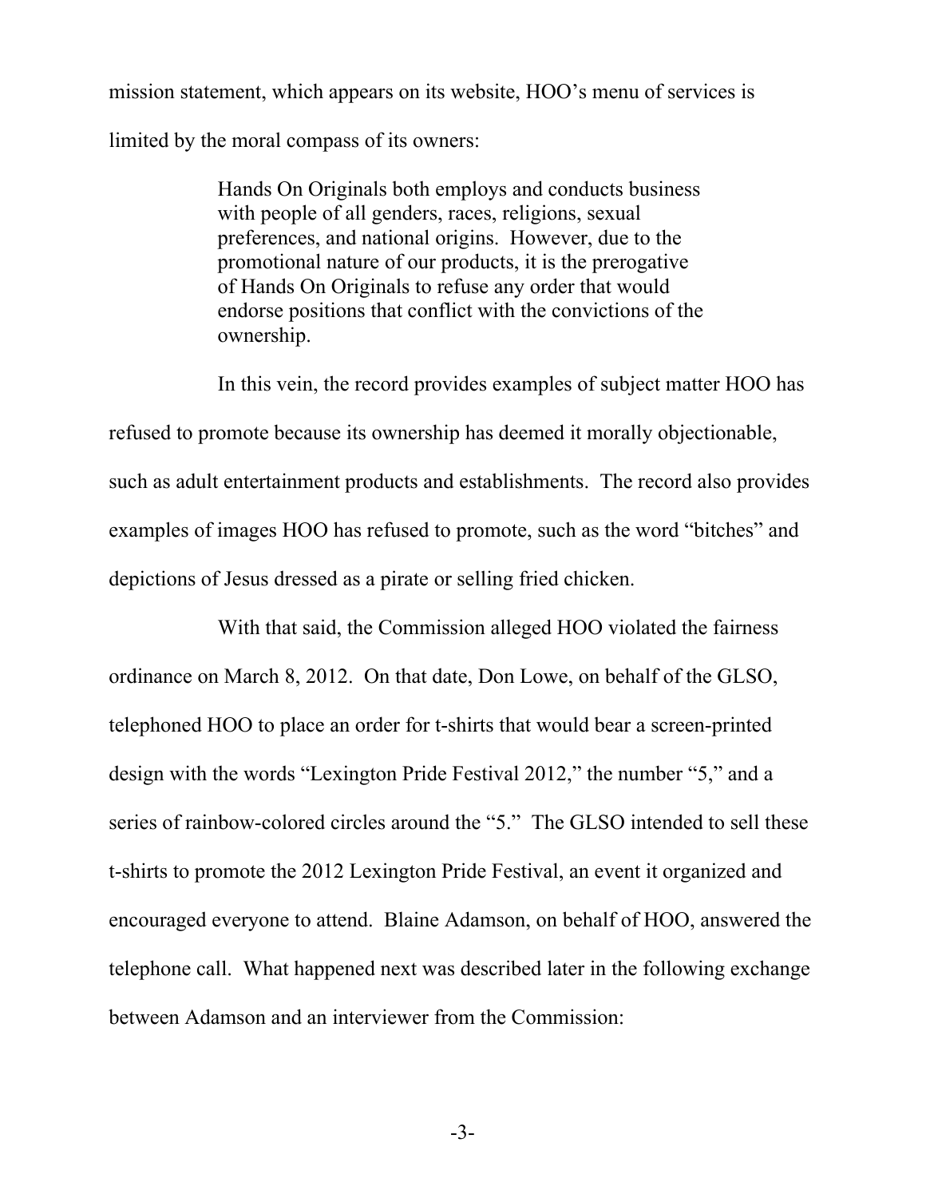mission statement, which appears on its website, HOO's menu of services is limited by the moral compass of its owners:

> Hands On Originals both employs and conducts business with people of all genders, races, religions, sexual preferences, and national origins. However, due to the promotional nature of our products, it is the prerogative of Hands On Originals to refuse any order that would endorse positions that conflict with the convictions of the ownership.

In this vein, the record provides examples of subject matter HOO has refused to promote because its ownership has deemed it morally objectionable, such as adult entertainment products and establishments. The record also provides examples of images HOO has refused to promote, such as the word "bitches" and depictions of Jesus dressed as a pirate or selling fried chicken.

With that said, the Commission alleged HOO violated the fairness ordinance on March 8, 2012. On that date, Don Lowe, on behalf of the GLSO, telephoned HOO to place an order for t-shirts that would bear a screen-printed design with the words "Lexington Pride Festival 2012," the number "5," and a series of rainbow-colored circles around the "5." The GLSO intended to sell these t-shirts to promote the 2012 Lexington Pride Festival, an event it organized and encouraged everyone to attend. Blaine Adamson, on behalf of HOO, answered the telephone call. What happened next was described later in the following exchange between Adamson and an interviewer from the Commission: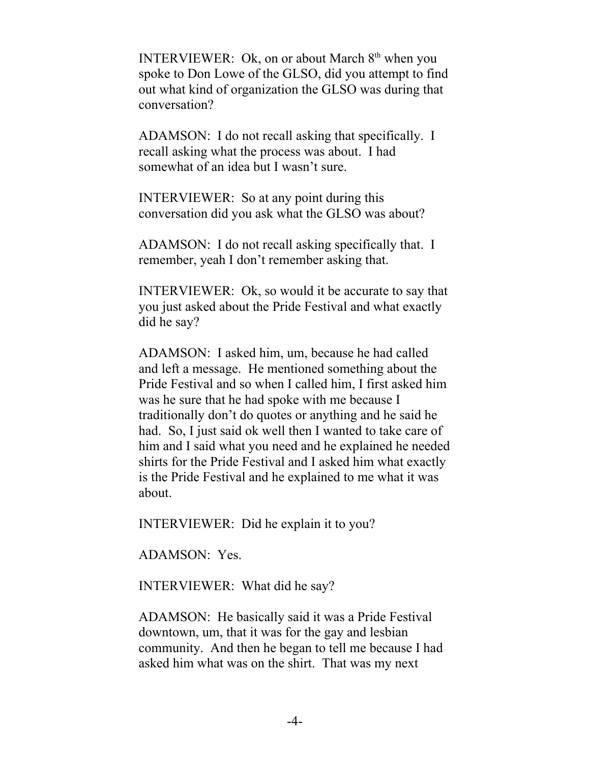INTERVIEWER: Ok, on or about March 8th when you spoke to Don Lowe of the GLSO, did you attempt to find out what kind of organization the GLSO was during that conversation?

ADAMSON: I do not recall asking that specifically. I recall asking what the process was about. I had somewhat of an idea but I wasn't sure.

INTERVIEWER: So at any point during this conversation did you ask what the GLSO was about?

ADAMSON: I do not recall asking specifically that. I remember, yeah I don't remember asking that.

INTERVIEWER: Ok, so would it be accurate to say that you just asked about the Pride Festival and what exactly did he say?

ADAMSON: I asked him, um, because he had called and left a message. He mentioned something about the Pride Festival and so when I called him, I first asked him was he sure that he had spoke with me because I traditionally don't do quotes or anything and he said he had. So, I just said ok well then I wanted to take care of him and I said what you need and he explained he needed shirts for the Pride Festival and I asked him what exactly is the Pride Festival and he explained to me what it was about.

INTERVIEWER: Did he explain it to you?

ADAMSON: Yes.

INTERVIEWER: What did he say?

ADAMSON: He basically said it was a Pride Festival downtown, um, that it was for the gay and lesbian community. And then he began to tell me because I had asked him what was on the shirt. That was my next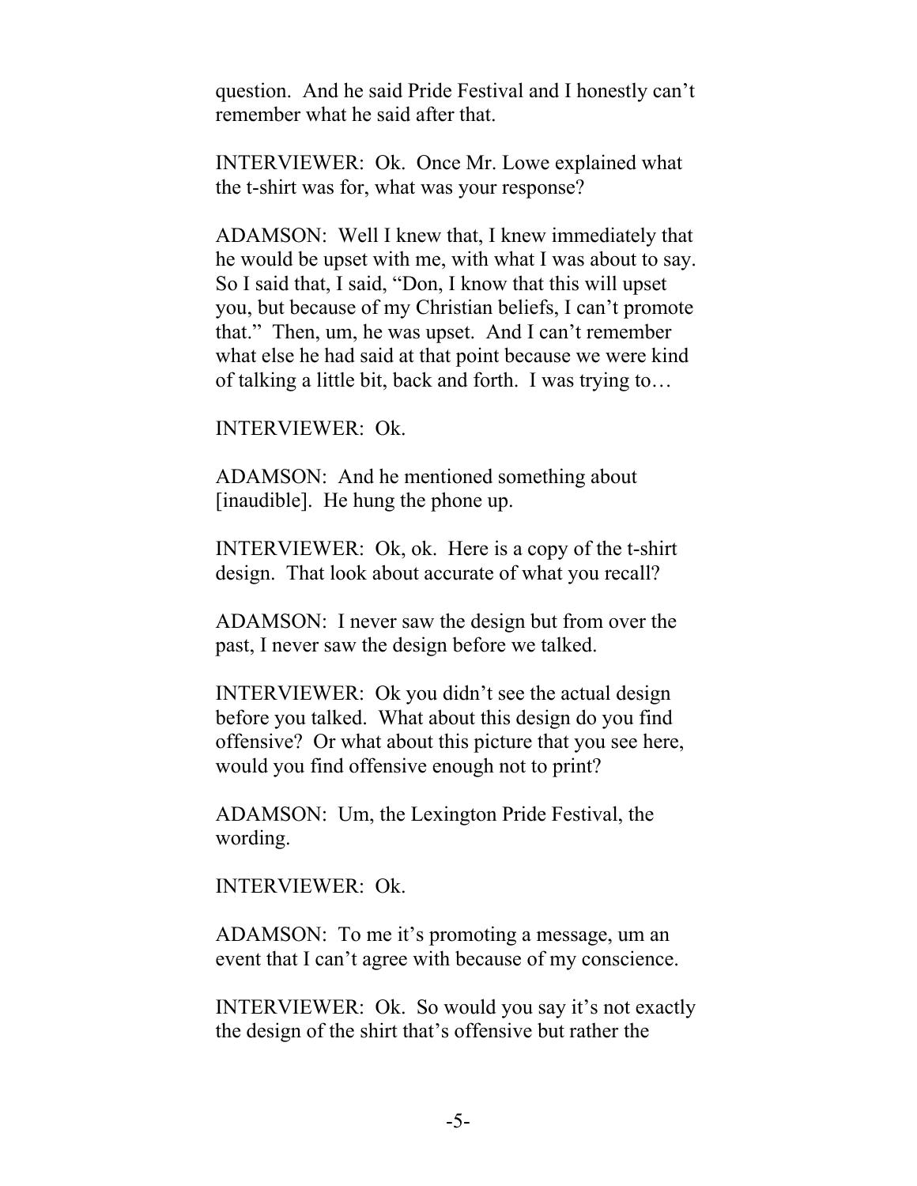question. And he said Pride Festival and I honestly can't remember what he said after that.

INTERVIEWER: Ok. Once Mr. Lowe explained what the t-shirt was for, what was your response?

ADAMSON: Well I knew that, I knew immediately that he would be upset with me, with what I was about to say. So I said that, I said, "Don, I know that this will upset you, but because of my Christian beliefs, I can't promote that." Then, um, he was upset. And I can't remember what else he had said at that point because we were kind of talking a little bit, back and forth. I was trying to…

INTERVIEWER: Ok.

ADAMSON: And he mentioned something about [inaudible]. He hung the phone up.

INTERVIEWER: Ok, ok. Here is a copy of the t-shirt design. That look about accurate of what you recall?

ADAMSON: I never saw the design but from over the past, I never saw the design before we talked.

INTERVIEWER: Ok you didn't see the actual design before you talked. What about this design do you find offensive? Or what about this picture that you see here, would you find offensive enough not to print?

ADAMSON: Um, the Lexington Pride Festival, the wording.

INTERVIEWER: Ok.

ADAMSON: To me it's promoting a message, um an event that I can't agree with because of my conscience.

INTERVIEWER: Ok. So would you say it's not exactly the design of the shirt that's offensive but rather the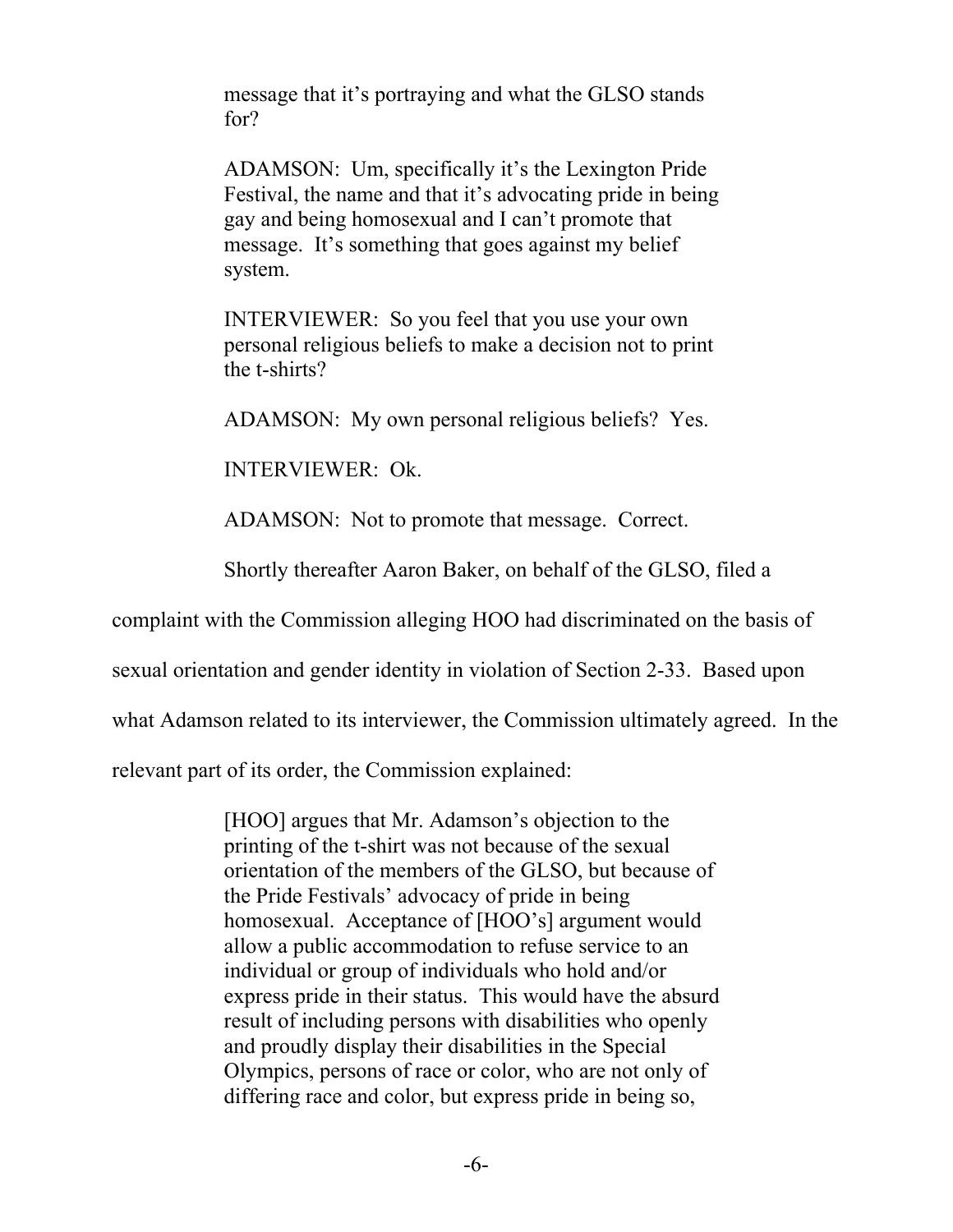message that it's portraying and what the GLSO stands for?

> ADAMSON: Um, specifically it's the Lexington Pride Festival, the name and that it's advocating pride in being gay and being homosexual and I can't promote that message. It's something that goes against my belief system.
>
> INTERVIEWER: So you feel that you use your own personal religious beliefs to make a decision not to print the t-shirts?
>
> ADAMSON: My own personal religious beliefs? Yes.
>
> INTERVIEWER: Ok.
>
> ADAMSON: Not to promote that message. Correct.

Shortly thereafter Aaron Baker, on behalf of the GLSO, filed a complaint with the Commission alleging HOO had discriminated on the basis of sexual orientation and gender identity in violation of Section 2-33. Based upon what Adamson related to its interviewer, the Commission ultimately agreed. In the relevant part of its order, the Commission explained:

> [HOO] argues that Mr. Adamson's objection to the printing of the t-shirt was not because of the sexual orientation of the members of the GLSO, but because of the Pride Festivals' advocacy of pride in being homosexual. Acceptance of [HOO's] argument would allow a public accommodation to refuse service to an individual or group of individuals who hold and/or express pride in their status. This would have the absurd result of including persons with disabilities who openly and proudly display their disabilities in the Special Olympics, persons of race or color, who are not only of differing race and color, but express pride in being so,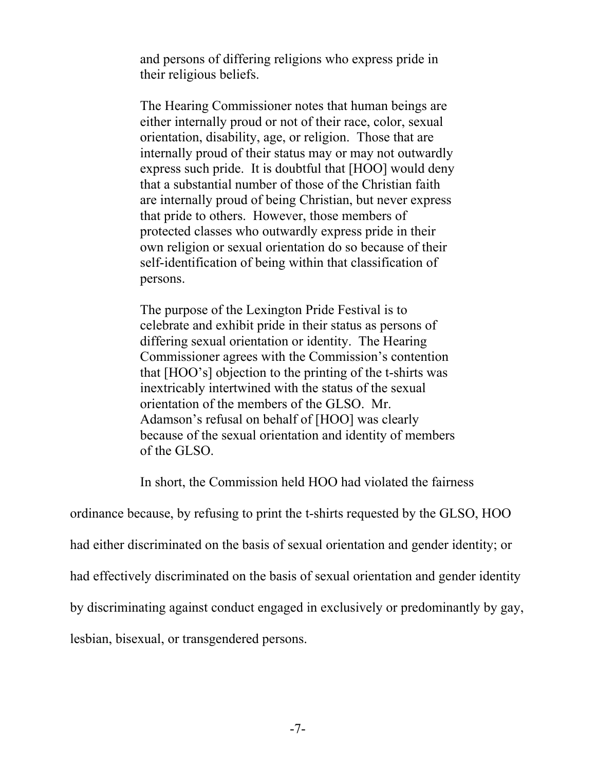> and persons of differing religions who express pride in their religious beliefs.
>
> The Hearing Commissioner notes that human beings are either internally proud or not of their race, color, sexual orientation, disability, age, or religion. Those that are internally proud of their status may or may not outwardly express such pride. It is doubtful that [HOO] would deny that a substantial number of those of the Christian faith are internally proud of being Christian, but never express that pride to others. However, those members of protected classes who outwardly express pride in their own religion or sexual orientation do so because of their self-identification of being within that classification of persons.
>
> The purpose of the Lexington Pride Festival is to celebrate and exhibit pride in their status as persons of differing sexual orientation or identity. The Hearing Commissioner agrees with the Commission's contention that [HOO's] objection to the printing of the t-shirts was inextricably intertwined with the status of the sexual orientation of the members of the GLSO. Mr. Adamson's refusal on behalf of [HOO] was clearly because of the sexual orientation and identity of members of the GLSO.

In short, the Commission held HOO had violated the fairness ordinance because, by refusing to print the t-shirts requested by the GLSO, HOO had either discriminated on the basis of sexual orientation and gender identity; or had effectively discriminated on the basis of sexual orientation and gender identity by discriminating against conduct engaged in exclusively or predominantly by gay, lesbian, bisexual, or transgendered persons.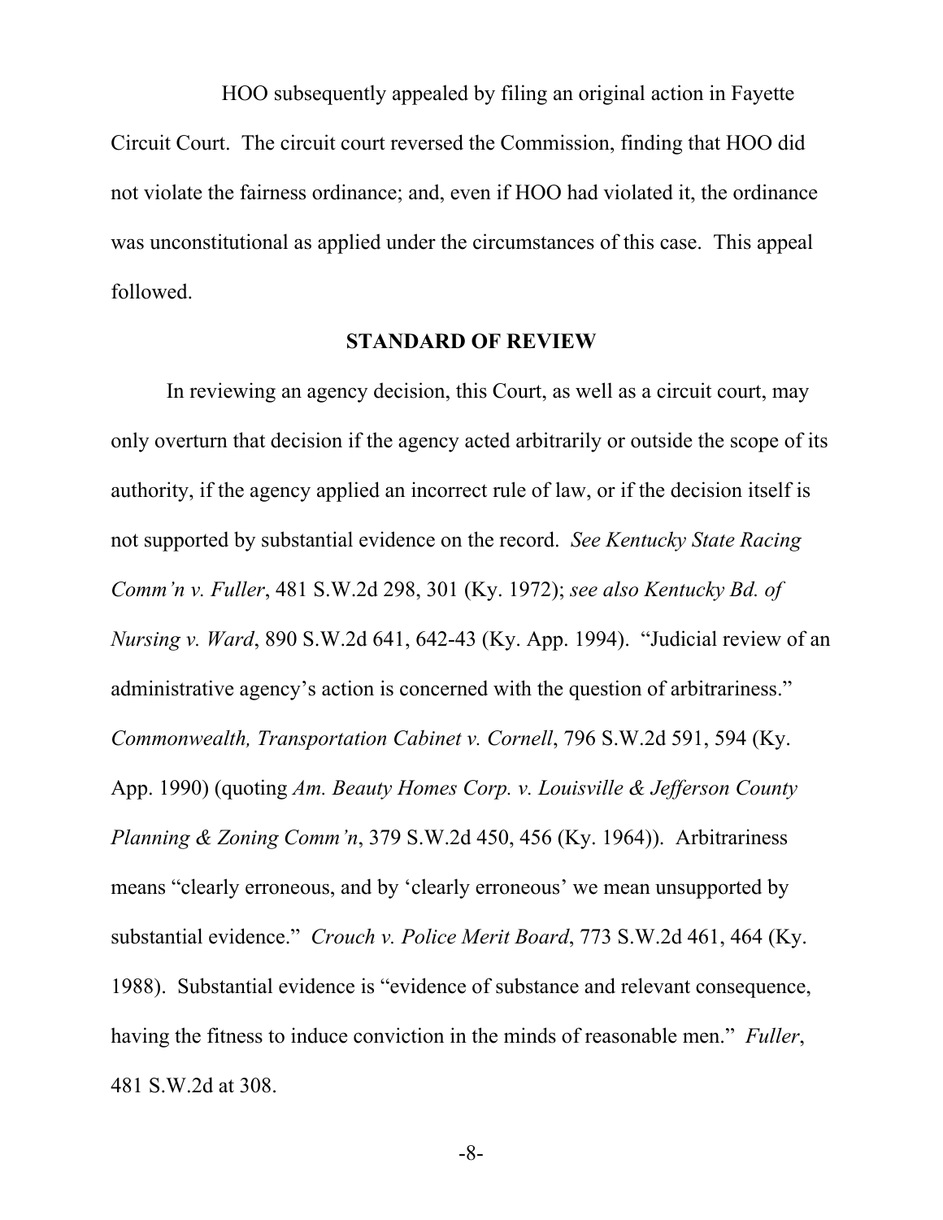HOO subsequently appealed by filing an original action in Fayette Circuit Court. The circuit court reversed the Commission, finding that HOO did not violate the fairness ordinance; and, even if HOO had violated it, the ordinance was unconstitutional as applied under the circumstances of this case. This appeal followed.

## STANDARD OF REVIEW

In reviewing an agency decision, this Court, as well as a circuit court, may only overturn that decision if the agency acted arbitrarily or outside the scope of its authority, if the agency applied an incorrect rule of law, or if the decision itself is not supported by substantial evidence on the record. *See Kentucky State Racing Comm'n v. Fuller*, 481 S.W.2d 298, 301 (Ky. 1972); *see also Kentucky Bd. of Nursing v. Ward*, 890 S.W.2d 641, 642-43 (Ky. App. 1994). "Judicial review of an administrative agency's action is concerned with the question of arbitrariness." *Commonwealth, Transportation Cabinet v. Cornell*, 796 S.W.2d 591, 594 (Ky. App. 1990) (quoting *Am. Beauty Homes Corp. v. Louisville & Jefferson County Planning & Zoning Comm'n*, 379 S.W.2d 450, 456 (Ky. 1964)). Arbitrariness means "clearly erroneous, and by 'clearly erroneous' we mean unsupported by substantial evidence." *Crouch v. Police Merit Board*, 773 S.W.2d 461, 464 (Ky. 1988). Substantial evidence is "evidence of substance and relevant consequence, having the fitness to induce conviction in the minds of reasonable men." *Fuller*, 481 S.W.2d at 308.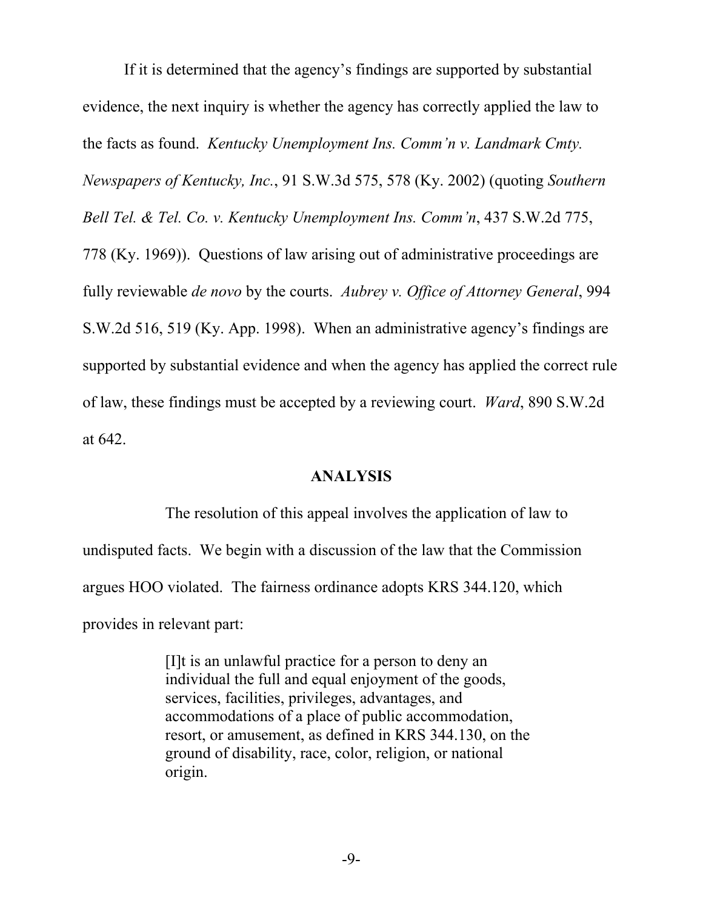If it is determined that the agency's findings are supported by substantial evidence, the next inquiry is whether the agency has correctly applied the law to the facts as found. *Kentucky Unemployment Ins. Comm'n v. Landmark Cmty. Newspapers of Kentucky, Inc.*, 91 S.W.3d 575, 578 (Ky. 2002) (quoting *Southern Bell Tel. & Tel. Co. v. Kentucky Unemployment Ins. Comm'n*, 437 S.W.2d 775, 778 (Ky. 1969)). Questions of law arising out of administrative proceedings are fully reviewable *de novo* by the courts. *Aubrey v. Office of Attorney General*, 994 S.W.2d 516, 519 (Ky. App. 1998). When an administrative agency's findings are supported by substantial evidence and when the agency has applied the correct rule of law, these findings must be accepted by a reviewing court. *Ward*, 890 S.W.2d at 642.

## ANALYSIS

The resolution of this appeal involves the application of law to undisputed facts. We begin with a discussion of the law that the Commission argues HOO violated. The fairness ordinance adopts KRS 344.120, which provides in relevant part:

> [I]t is an unlawful practice for a person to deny an individual the full and equal enjoyment of the goods, services, facilities, privileges, advantages, and accommodations of a place of public accommodation, resort, or amusement, as defined in KRS 344.130, on the ground of disability, race, color, religion, or national origin.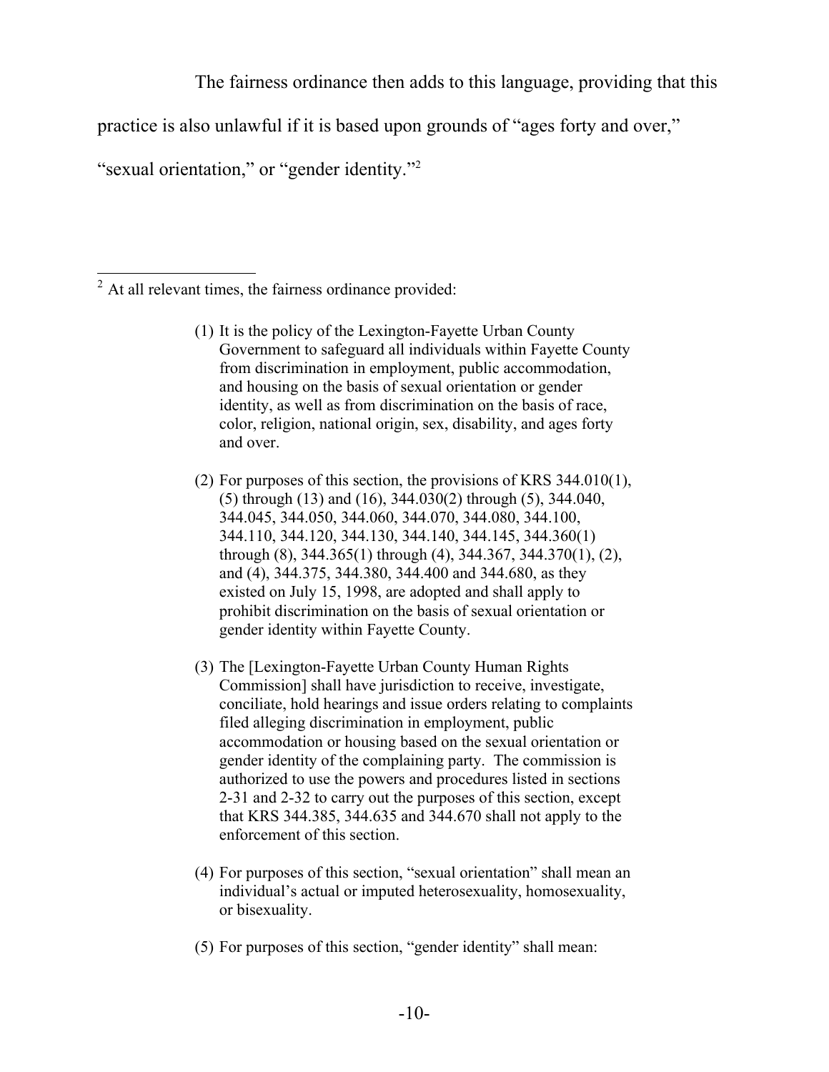The fairness ordinance then adds to this language, providing that this practice is also unlawful if it is based upon grounds of "ages forty and over," "sexual orientation," or "gender identity."[2]

---

[2] At all relevant times, the fairness ordinance provided:

> (1) It is the policy of the Lexington-Fayette Urban County Government to safeguard all individuals within Fayette County from discrimination in employment, public accommodation, and housing on the basis of sexual orientation or gender identity, as well as from discrimination on the basis of race, color, religion, national origin, sex, disability, and ages forty and over.
>
> (2) For purposes of this section, the provisions of KRS 344.010(1), (5) through (13) and (16), 344.030(2) through (5), 344.040, 344.045, 344.050, 344.060, 344.070, 344.080, 344.100, 344.110, 344.120, 344.130, 344.140, 344.145, 344.360(1) through (8), 344.365(1) through (4), 344.367, 344.370(1), (2), and (4), 344.375, 344.380, 344.400 and 344.680, as they existed on July 15, 1998, are adopted and shall apply to prohibit discrimination on the basis of sexual orientation or gender identity within Fayette County.
>
> (3) The [Lexington-Fayette Urban County Human Rights Commission] shall have jurisdiction to receive, investigate, conciliate, hold hearings and issue orders relating to complaints filed alleging discrimination in employment, public accommodation or housing based on the sexual orientation or gender identity of the complaining party. The commission is authorized to use the powers and procedures listed in sections 2-31 and 2-32 to carry out the purposes of this section, except that KRS 344.385, 344.635 and 344.670 shall not apply to the enforcement of this section.
>
> (4) For purposes of this section, "sexual orientation" shall mean an individual's actual or imputed heterosexuality, homosexuality, or bisexuality.
>
> (5) For purposes of this section, "gender identity" shall mean: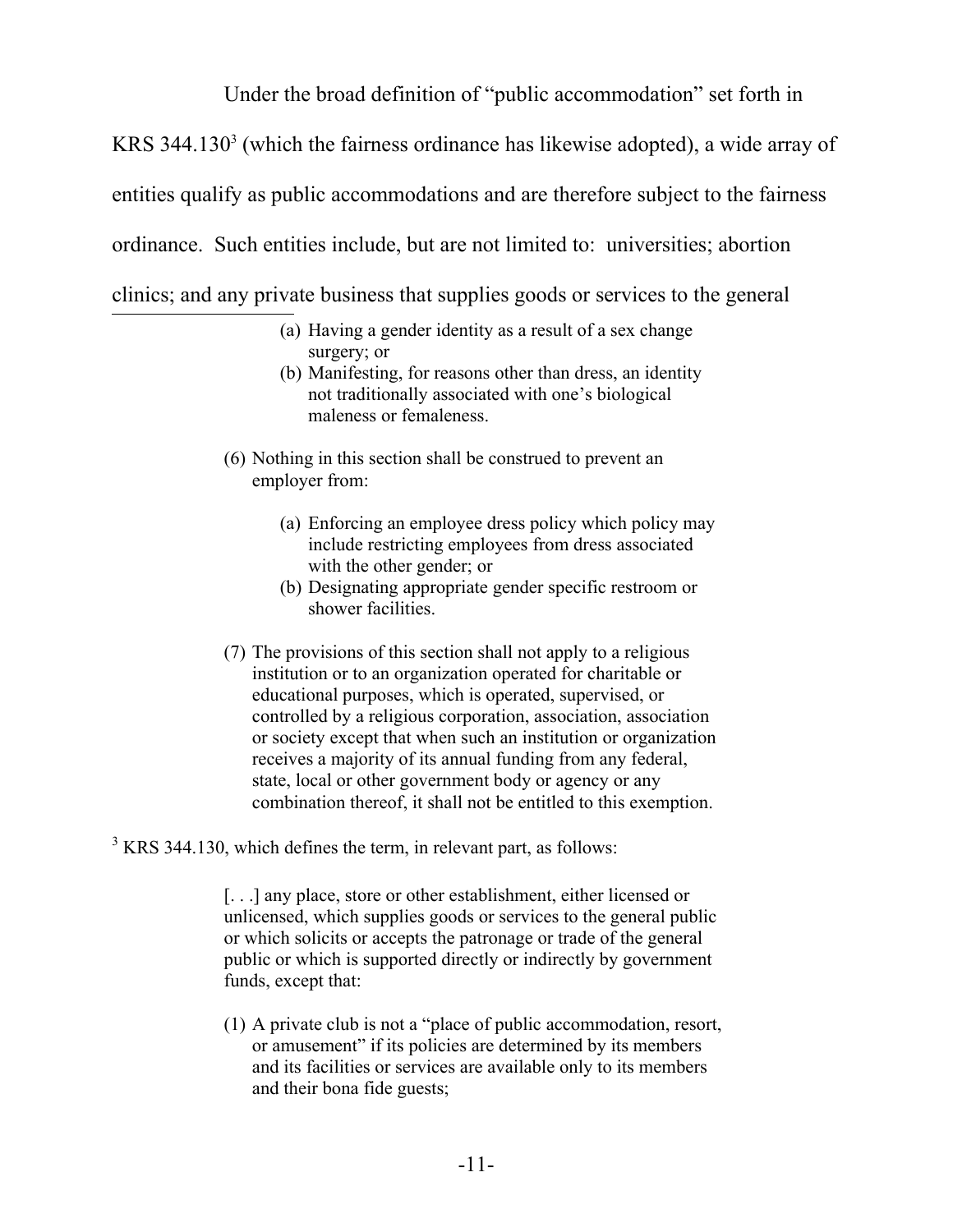Under the broad definition of "public accommodation" set forth in KRS 344.130[3] (which the fairness ordinance has likewise adopted), a wide array of entities qualify as public accommodations and are therefore subject to the fairness ordinance. Such entities include, but are not limited to: universities; abortion clinics; and any private business that supplies goods or services to the general

---

> (a) Having a gender identity as a result of a sex change surgery; or
> (b) Manifesting, for reasons other than dress, an identity not traditionally associated with one's biological maleness or femaleness.
>
> (6) Nothing in this section shall be construed to prevent an employer from:
>
> > (a) Enforcing an employee dress policy which policy may include restricting employees from dress associated with the other gender; or
> > (b) Designating appropriate gender specific restroom or shower facilities.
>
> (7) The provisions of this section shall not apply to a religious institution or to an organization operated for charitable or educational purposes, which is operated, supervised, or controlled by a religious corporation, association, association or society except that when such an institution or organization receives a majority of its annual funding from any federal, state, local or other government body or agency or any combination thereof, it shall not be entitled to this exemption.

[3] KRS 344.130, which defines the term, in relevant part, as follows:

> [. . .] any place, store or other establishment, either licensed or unlicensed, which supplies goods or services to the general public or which solicits or accepts the patronage or trade of the general public or which is supported directly or indirectly by government funds, except that:
>
> (1) A private club is not a "place of public accommodation, resort, or amusement" if its policies are determined by its members and its facilities or services are available only to its members and their bona fide guests;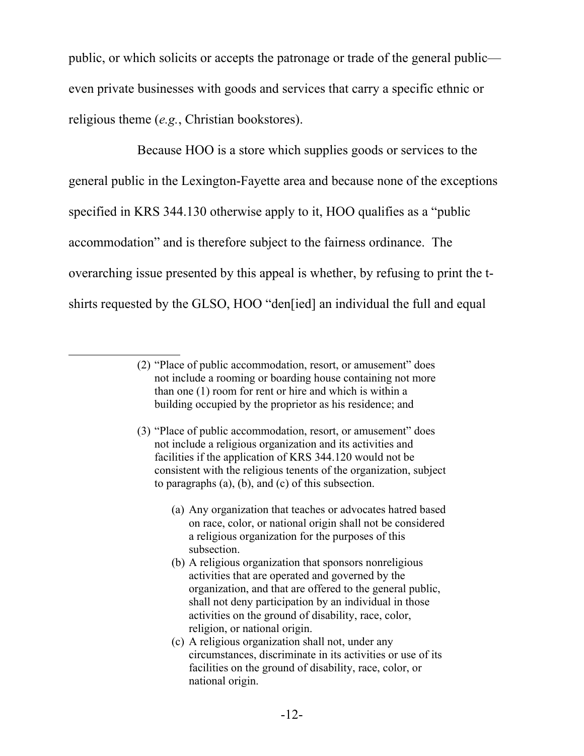public, or which solicits or accepts the patronage or trade of the general public—even private businesses with goods and services that carry a specific ethnic or religious theme (*e.g.*, Christian bookstores).

Because HOO is a store which supplies goods or services to the general public in the Lexington-Fayette area and because none of the exceptions specified in KRS 344.130 otherwise apply to it, HOO qualifies as a "public accommodation" and is therefore subject to the fairness ordinance. The overarching issue presented by this appeal is whether, by refusing to print the t-shirts requested by the GLSO, HOO "den[ied] an individual the full and equal

---

> (2) "Place of public accommodation, resort, or amusement" does not include a rooming or boarding house containing not more than one (1) room for rent or hire and which is within a building occupied by the proprietor as his residence; and
>
> (3) "Place of public accommodation, resort, or amusement" does not include a religious organization and its activities and facilities if the application of KRS 344.120 would not be consistent with the religious tenents of the organization, subject to paragraphs (a), (b), and (c) of this subsection.
>
> (a) Any organization that teaches or advocates hatred based on race, color, or national origin shall not be considered a religious organization for the purposes of this subsection.
> (b) A religious organization that sponsors nonreligious activities that are operated and governed by the organization, and that are offered to the general public, shall not deny participation by an individual in those activities on the ground of disability, race, color, religion, or national origin.
> (c) A religious organization shall not, under any circumstances, discriminate in its activities or use of its facilities on the ground of disability, race, color, or national origin.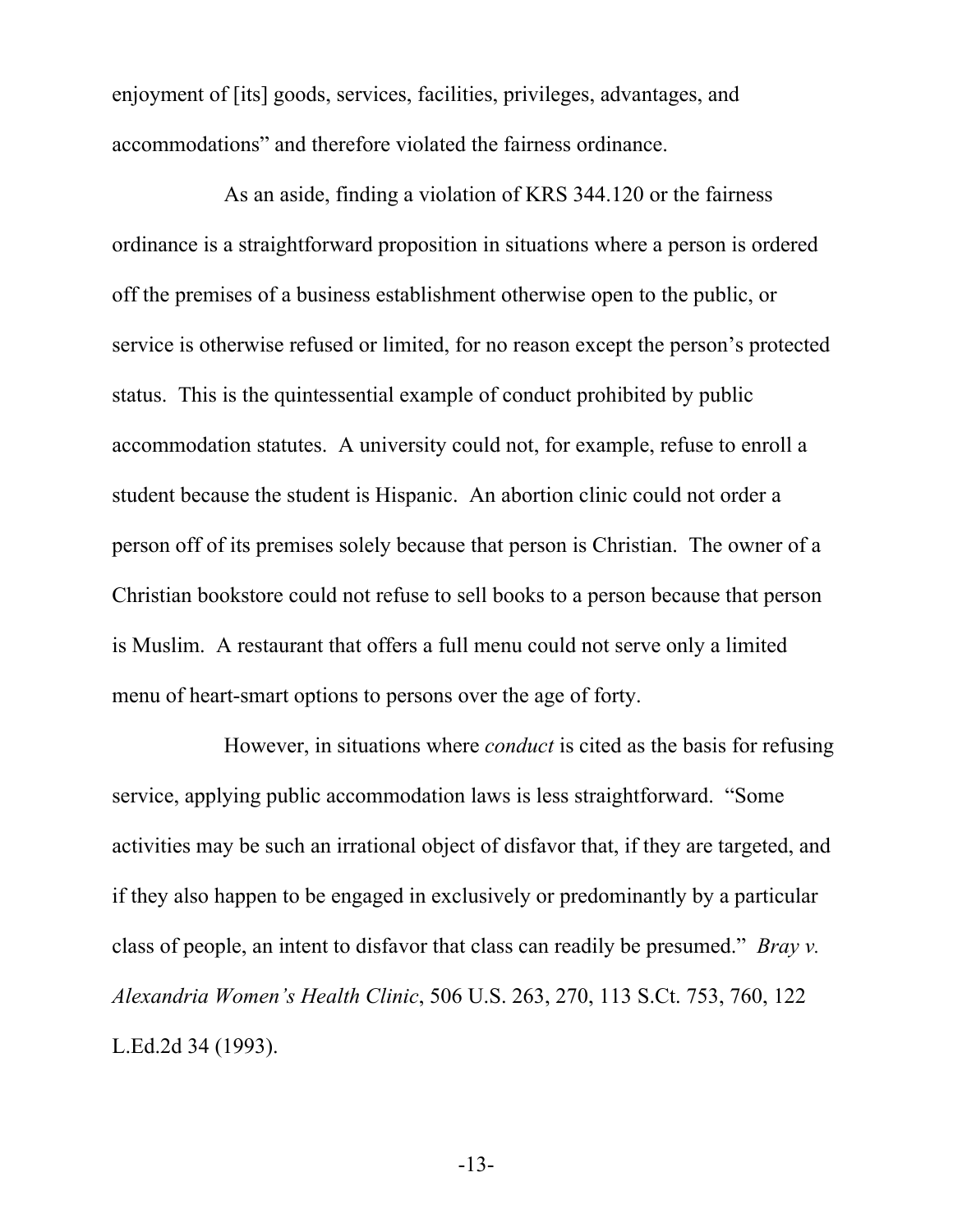enjoyment of [its] goods, services, facilities, privileges, advantages, and accommodations" and therefore violated the fairness ordinance.

As an aside, finding a violation of KRS 344.120 or the fairness ordinance is a straightforward proposition in situations where a person is ordered off the premises of a business establishment otherwise open to the public, or service is otherwise refused or limited, for no reason except the person's protected status. This is the quintessential example of conduct prohibited by public accommodation statutes. A university could not, for example, refuse to enroll a student because the student is Hispanic. An abortion clinic could not order a person off of its premises solely because that person is Christian. The owner of a Christian bookstore could not refuse to sell books to a person because that person is Muslim. A restaurant that offers a full menu could not serve only a limited menu of heart-smart options to persons over the age of forty.

However, in situations where *conduct* is cited as the basis for refusing service, applying public accommodation laws is less straightforward. "Some activities may be such an irrational object of disfavor that, if they are targeted, and if they also happen to be engaged in exclusively or predominantly by a particular class of people, an intent to disfavor that class can readily be presumed." *Bray v. Alexandria Women's Health Clinic*, 506 U.S. 263, 270, 113 S.Ct. 753, 760, 122 L.Ed.2d 34 (1993).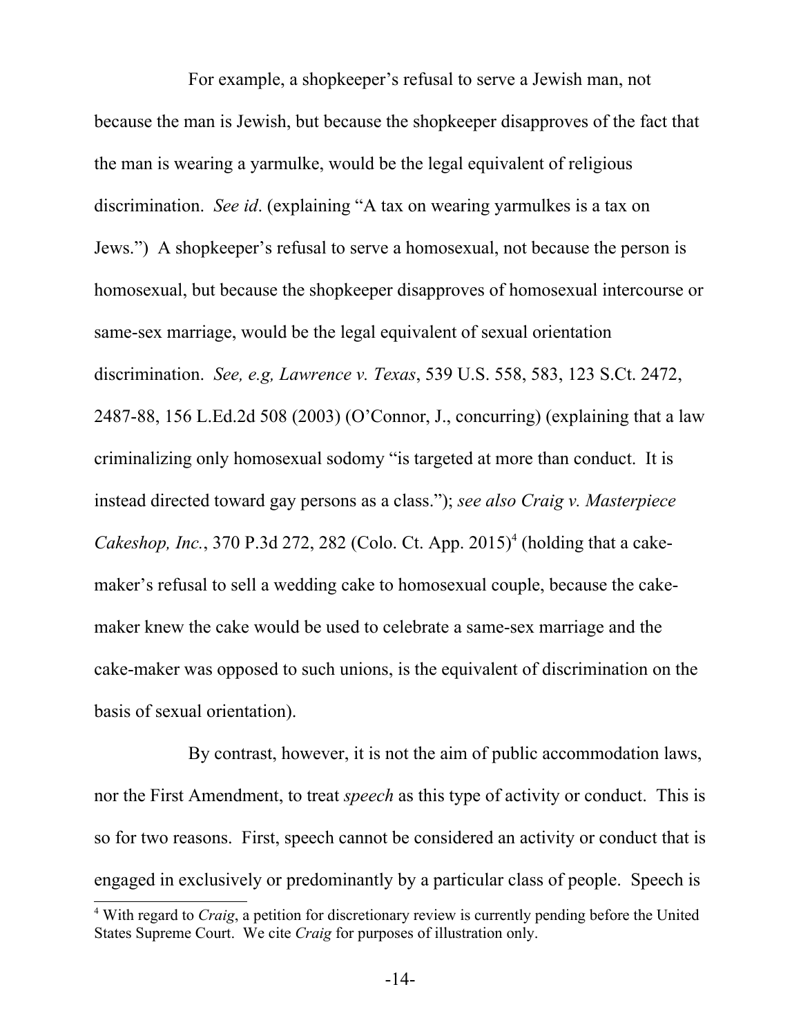For example, a shopkeeper's refusal to serve a Jewish man, not because the man is Jewish, but because the shopkeeper disapproves of the fact that the man is wearing a yarmulke, would be the legal equivalent of religious discrimination. *See id*. (explaining "A tax on wearing yarmulkes is a tax on Jews.") A shopkeeper's refusal to serve a homosexual, not because the person is homosexual, but because the shopkeeper disapproves of homosexual intercourse or same-sex marriage, would be the legal equivalent of sexual orientation discrimination. *See, e.g, Lawrence v. Texas*, 539 U.S. 558, 583, 123 S.Ct. 2472, 2487-88, 156 L.Ed.2d 508 (2003) (O'Connor, J., concurring) (explaining that a law criminalizing only homosexual sodomy "is targeted at more than conduct. It is instead directed toward gay persons as a class."); *see also Craig v. Masterpiece Cakeshop, Inc.*, 370 P.3d 272, 282 (Colo. Ct. App. 2015)[4] (holding that a cake-maker's refusal to sell a wedding cake to homosexual couple, because the cake-maker knew the cake would be used to celebrate a same-sex marriage and the cake-maker was opposed to such unions, is the equivalent of discrimination on the basis of sexual orientation).

By contrast, however, it is not the aim of public accommodation laws, nor the First Amendment, to treat *speech* as this type of activity or conduct. This is so for two reasons. First, speech cannot be considered an activity or conduct that is engaged in exclusively or predominantly by a particular class of people. Speech is

[4] With regard to *Craig*, a petition for discretionary review is currently pending before the United States Supreme Court. We cite *Craig* for purposes of illustration only.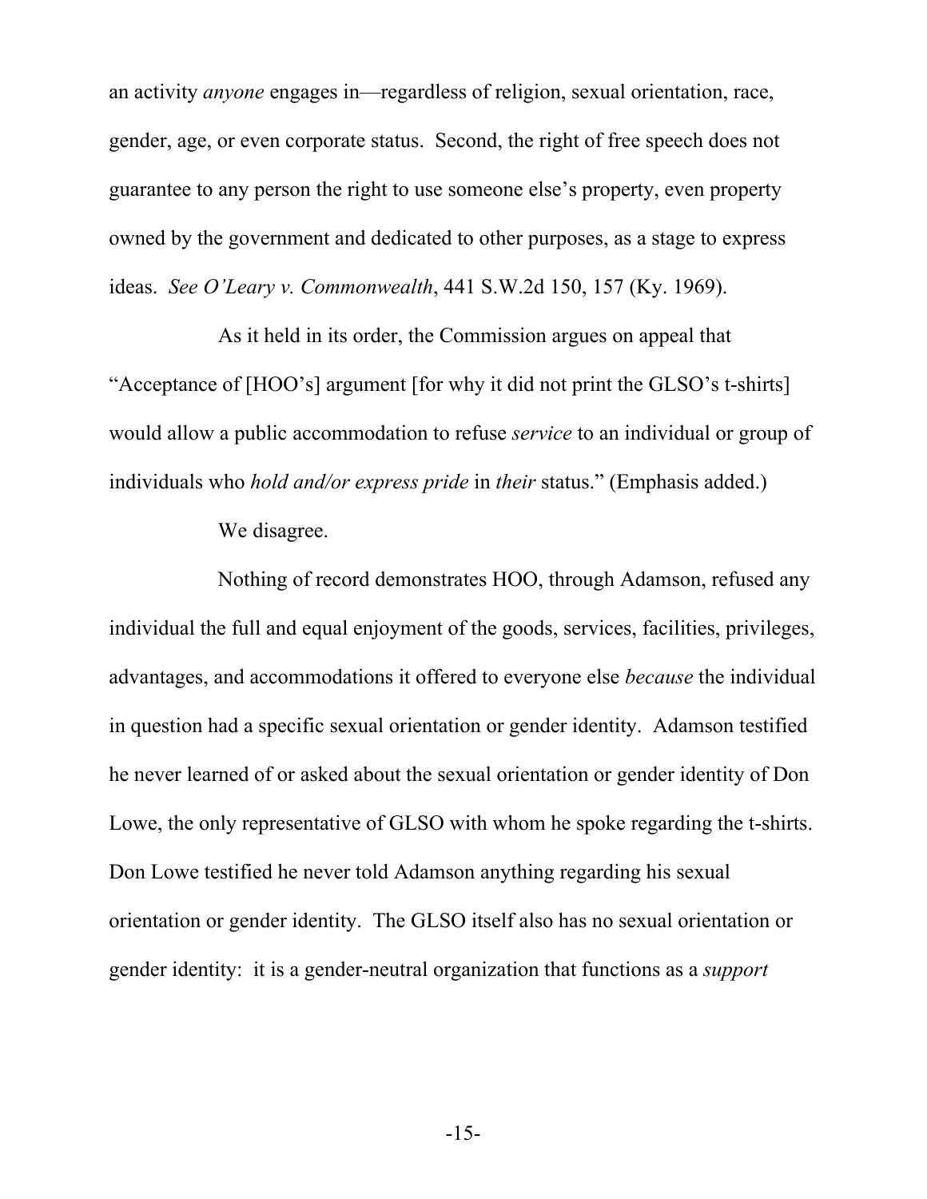an activity *anyone* engages in—regardless of religion, sexual orientation, race, gender, age, or even corporate status. Second, the right of free speech does not guarantee to any person the right to use someone else's property, even property owned by the government and dedicated to other purposes, as a stage to express ideas. *See O'Leary v. Commonwealth*, 441 S.W.2d 150, 157 (Ky. 1969).

As it held in its order, the Commission argues on appeal that "Acceptance of [HOO's] argument [for why it did not print the GLSO's t-shirts] would allow a public accommodation to refuse *service* to an individual or group of individuals who *hold and/or express pride* in *their* status." (Emphasis added.)

We disagree.

Nothing of record demonstrates HOO, through Adamson, refused any individual the full and equal enjoyment of the goods, services, facilities, privileges, advantages, and accommodations it offered to everyone else *because* the individual in question had a specific sexual orientation or gender identity. Adamson testified he never learned of or asked about the sexual orientation or gender identity of Don Lowe, the only representative of GLSO with whom he spoke regarding the t-shirts. Don Lowe testified he never told Adamson anything regarding his sexual orientation or gender identity. The GLSO itself also has no sexual orientation or gender identity: it is a gender-neutral organization that functions as a *support*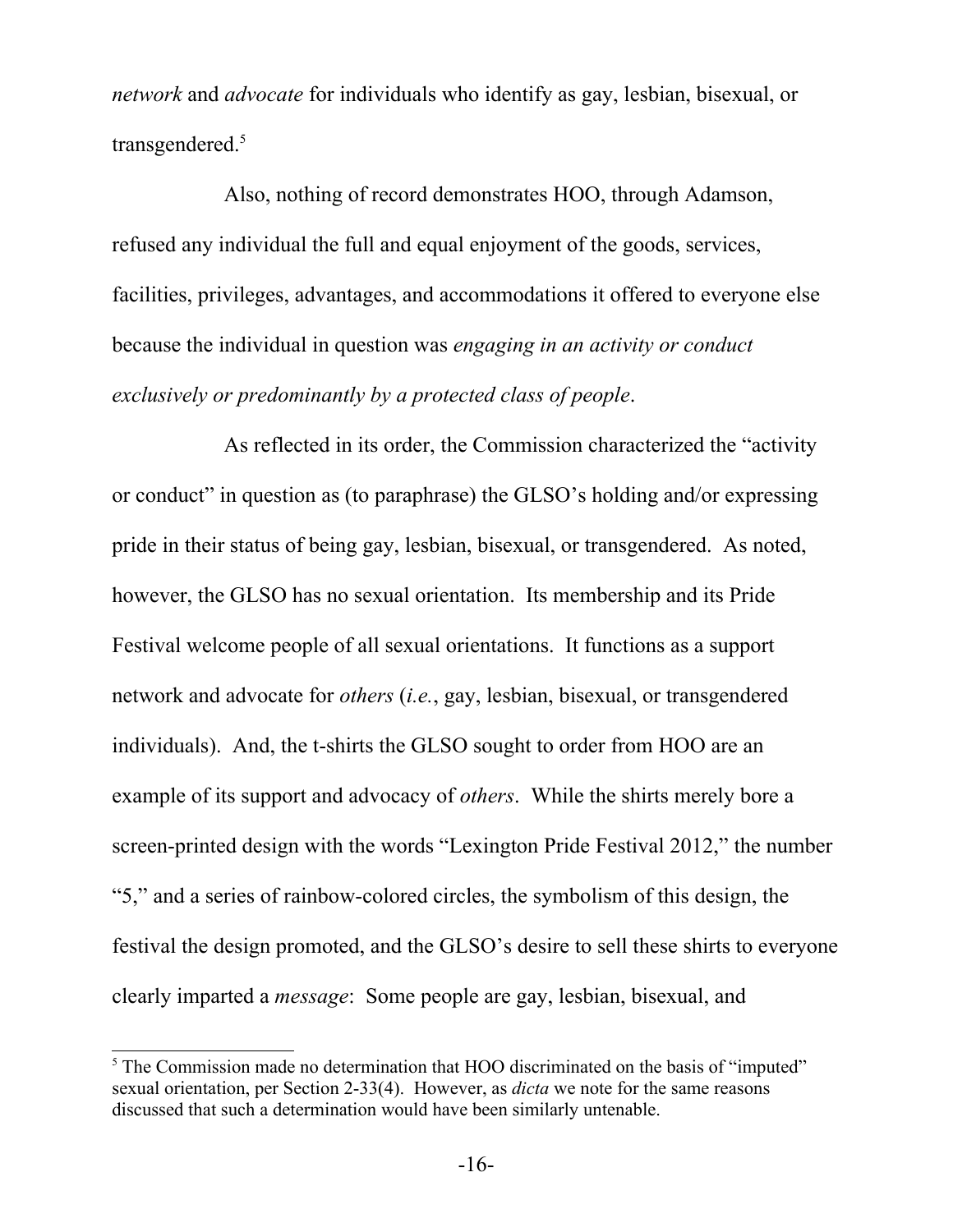*network* and *advocate* for individuals who identify as gay, lesbian, bisexual, or transgendered.[5]

Also, nothing of record demonstrates HOO, through Adamson, refused any individual the full and equal enjoyment of the goods, services, facilities, privileges, advantages, and accommodations it offered to everyone else because the individual in question was *engaging in an activity or conduct exclusively or predominantly by a protected class of people*.

As reflected in its order, the Commission characterized the "activity or conduct" in question as (to paraphrase) the GLSO's holding and/or expressing pride in their status of being gay, lesbian, bisexual, or transgendered. As noted, however, the GLSO has no sexual orientation. Its membership and its Pride Festival welcome people of all sexual orientations. It functions as a support network and advocate for *others* (*i.e.*, gay, lesbian, bisexual, or transgendered individuals). And, the t-shirts the GLSO sought to order from HOO are an example of its support and advocacy of *others*. While the shirts merely bore a screen-printed design with the words "Lexington Pride Festival 2012," the number "5," and a series of rainbow-colored circles, the symbolism of this design, the festival the design promoted, and the GLSO's desire to sell these shirts to everyone clearly imparted a *message*: Some people are gay, lesbian, bisexual, and

---

[5] The Commission made no determination that HOO discriminated on the basis of "imputed" sexual orientation, per Section 2-33(4). However, as *dicta* we note for the same reasons discussed that such a determination would have been similarly untenable.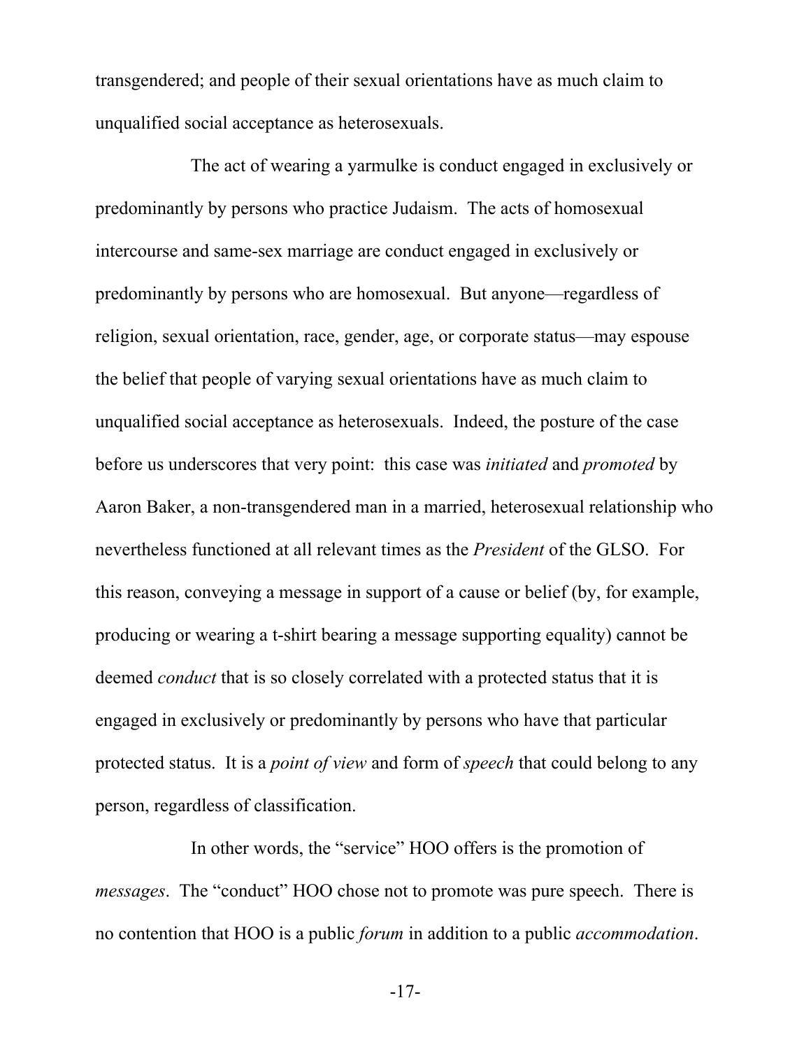transgendered; and people of their sexual orientations have as much claim to unqualified social acceptance as heterosexuals.

The act of wearing a yarmulke is conduct engaged in exclusively or predominantly by persons who practice Judaism. The acts of homosexual intercourse and same-sex marriage are conduct engaged in exclusively or predominantly by persons who are homosexual. But anyone—regardless of religion, sexual orientation, race, gender, age, or corporate status—may espouse the belief that people of varying sexual orientations have as much claim to unqualified social acceptance as heterosexuals. Indeed, the posture of the case before us underscores that very point: this case was *initiated* and *promoted* by Aaron Baker, a non-transgendered man in a married, heterosexual relationship who nevertheless functioned at all relevant times as the *President* of the GLSO. For this reason, conveying a message in support of a cause or belief (by, for example, producing or wearing a t-shirt bearing a message supporting equality) cannot be deemed *conduct* that is so closely correlated with a protected status that it is engaged in exclusively or predominantly by persons who have that particular protected status. It is a *point of view* and form of *speech* that could belong to any person, regardless of classification.

In other words, the "service" HOO offers is the promotion of *messages*. The "conduct" HOO chose not to promote was pure speech. There is no contention that HOO is a public *forum* in addition to a public *accommodation*.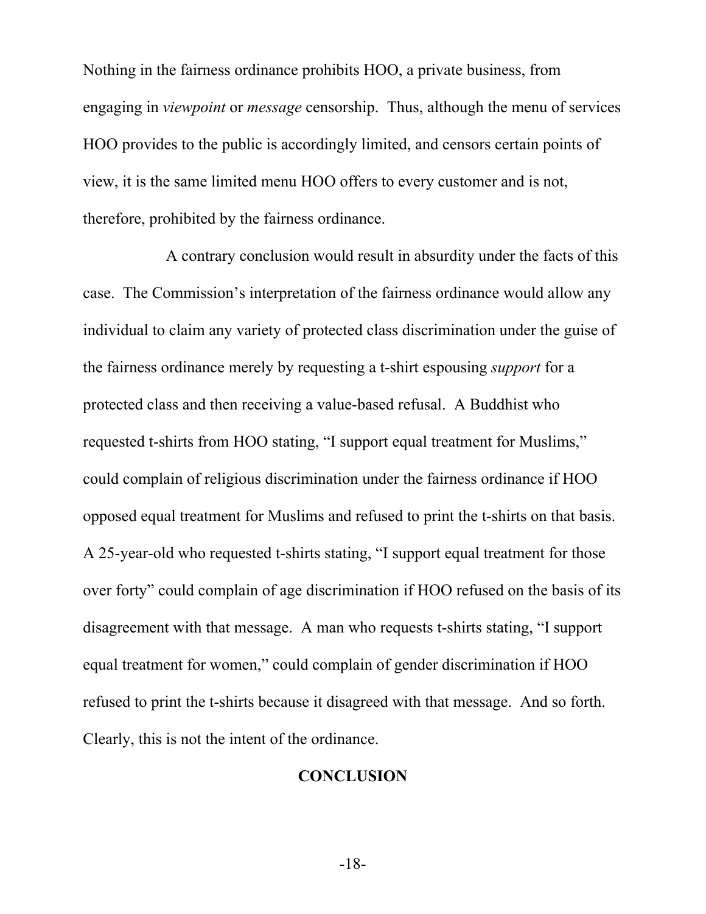Nothing in the fairness ordinance prohibits HOO, a private business, from engaging in *viewpoint* or *message* censorship. Thus, although the menu of services HOO provides to the public is accordingly limited, and censors certain points of view, it is the same limited menu HOO offers to every customer and is not, therefore, prohibited by the fairness ordinance.

A contrary conclusion would result in absurdity under the facts of this case. The Commission's interpretation of the fairness ordinance would allow any individual to claim any variety of protected class discrimination under the guise of the fairness ordinance merely by requesting a t-shirt espousing *support* for a protected class and then receiving a value-based refusal. A Buddhist who requested t-shirts from HOO stating, "I support equal treatment for Muslims," could complain of religious discrimination under the fairness ordinance if HOO opposed equal treatment for Muslims and refused to print the t-shirts on that basis. A 25-year-old who requested t-shirts stating, "I support equal treatment for those over forty" could complain of age discrimination if HOO refused on the basis of its disagreement with that message. A man who requests t-shirts stating, "I support equal treatment for women," could complain of gender discrimination if HOO refused to print the t-shirts because it disagreed with that message. And so forth. Clearly, this is not the intent of the ordinance.

## CONCLUSION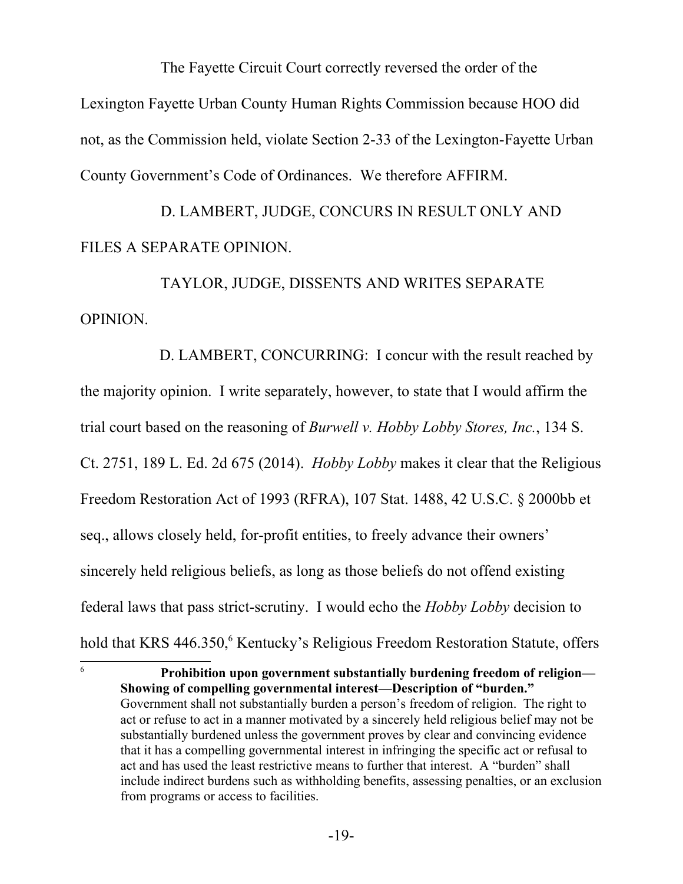The Fayette Circuit Court correctly reversed the order of the Lexington Fayette Urban County Human Rights Commission because HOO did not, as the Commission held, violate Section 2-33 of the Lexington-Fayette Urban County Government's Code of Ordinances. We therefore AFFIRM.

D. LAMBERT, JUDGE, CONCURS IN RESULT ONLY AND FILES A SEPARATE OPINION.

TAYLOR, JUDGE, DISSENTS AND WRITES SEPARATE OPINION.

D. LAMBERT, CONCURRING: I concur with the result reached by the majority opinion. I write separately, however, to state that I would affirm the trial court based on the reasoning of *Burwell v. Hobby Lobby Stores, Inc.*, 134 S. Ct. 2751, 189 L. Ed. 2d 675 (2014). *Hobby Lobby* makes it clear that the Religious Freedom Restoration Act of 1993 (RFRA), 107 Stat. 1488, 42 U.S.C. § 2000bb et seq., allows closely held, for-profit entities, to freely advance their owners' sincerely held religious beliefs, as long as those beliefs do not offend existing federal laws that pass strict-scrutiny. I would echo the *Hobby Lobby* decision to hold that KRS 446.350,[6] Kentucky's Religious Freedom Restoration Statute, offers

---

[6] **Prohibition upon government substantially burdening freedom of religion—Showing of compelling governmental interest—Description of "burden."** Government shall not substantially burden a person's freedom of religion. The right to act or refuse to act in a manner motivated by a sincerely held religious belief may not be substantially burdened unless the government proves by clear and convincing evidence that it has a compelling governmental interest in infringing the specific act or refusal to act and has used the least restrictive means to further that interest. A "burden" shall include indirect burdens such as withholding benefits, assessing penalties, or an exclusion from programs or access to facilities.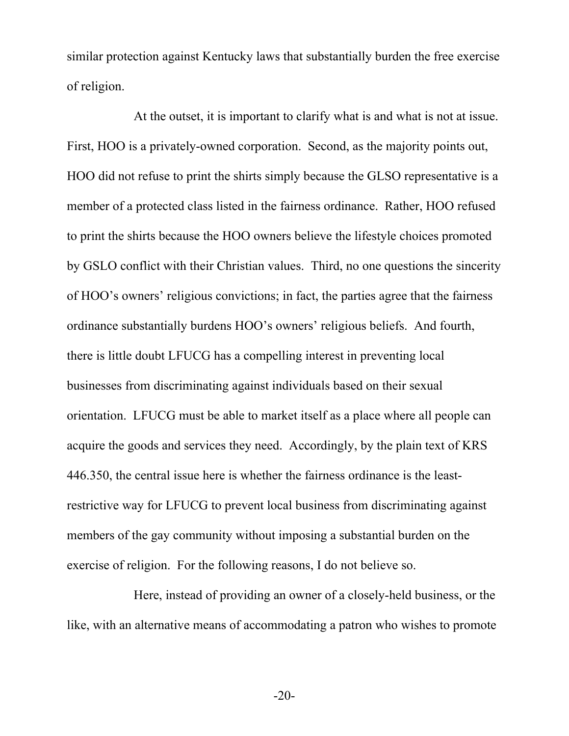similar protection against Kentucky laws that substantially burden the free exercise of religion.

At the outset, it is important to clarify what is and what is not at issue. First, HOO is a privately-owned corporation. Second, as the majority points out, HOO did not refuse to print the shirts simply because the GLSO representative is a member of a protected class listed in the fairness ordinance. Rather, HOO refused to print the shirts because the HOO owners believe the lifestyle choices promoted by GSLO conflict with their Christian values. Third, no one questions the sincerity of HOO's owners' religious convictions; in fact, the parties agree that the fairness ordinance substantially burdens HOO's owners' religious beliefs. And fourth, there is little doubt LFUCG has a compelling interest in preventing local businesses from discriminating against individuals based on their sexual orientation. LFUCG must be able to market itself as a place where all people can acquire the goods and services they need. Accordingly, by the plain text of KRS 446.350, the central issue here is whether the fairness ordinance is the least-restrictive way for LFUCG to prevent local business from discriminating against members of the gay community without imposing a substantial burden on the exercise of religion. For the following reasons, I do not believe so.

Here, instead of providing an owner of a closely-held business, or the like, with an alternative means of accommodating a patron who wishes to promote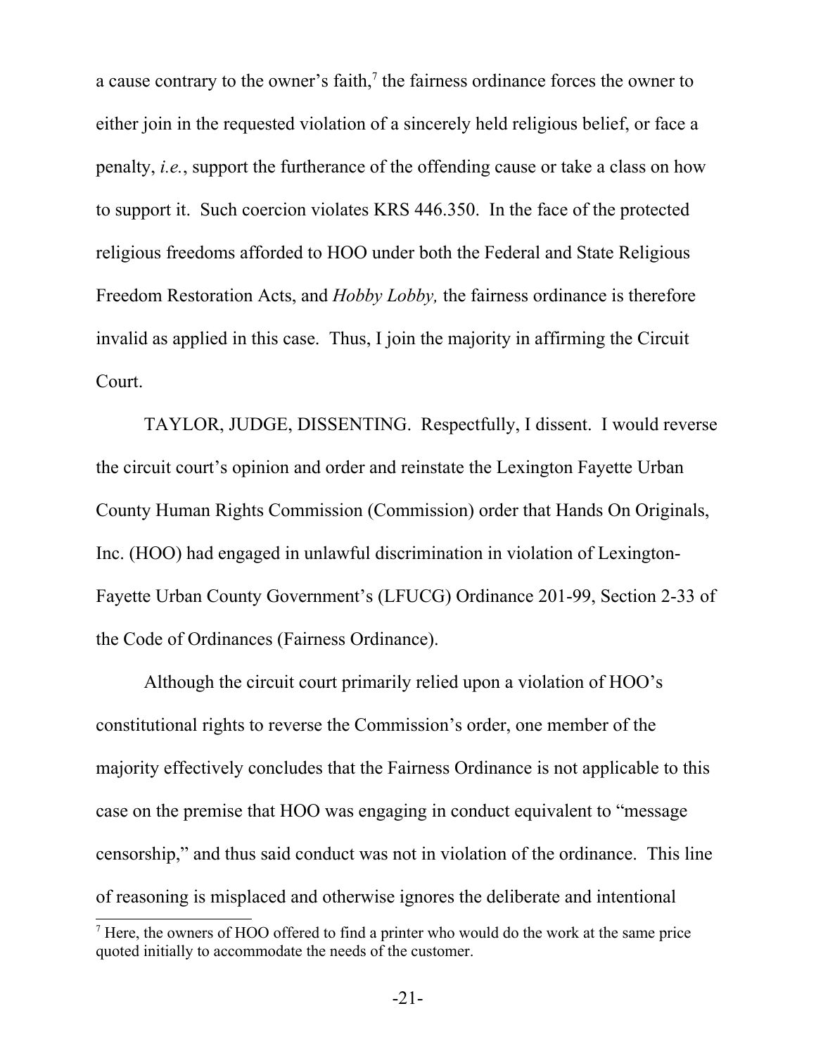a cause contrary to the owner's faith,[7] the fairness ordinance forces the owner to either join in the requested violation of a sincerely held religious belief, or face a penalty, *i.e.*, support the furtherance of the offending cause or take a class on how to support it. Such coercion violates KRS 446.350. In the face of the protected religious freedoms afforded to HOO under both the Federal and State Religious Freedom Restoration Acts, and *Hobby Lobby,* the fairness ordinance is therefore invalid as applied in this case. Thus, I join the majority in affirming the Circuit Court.

TAYLOR, JUDGE, DISSENTING. Respectfully, I dissent. I would reverse the circuit court's opinion and order and reinstate the Lexington Fayette Urban County Human Rights Commission (Commission) order that Hands On Originals, Inc. (HOO) had engaged in unlawful discrimination in violation of Lexington-Fayette Urban County Government's (LFUCG) Ordinance 201-99, Section 2-33 of the Code of Ordinances (Fairness Ordinance).

Although the circuit court primarily relied upon a violation of HOO's constitutional rights to reverse the Commission's order, one member of the majority effectively concludes that the Fairness Ordinance is not applicable to this case on the premise that HOO was engaging in conduct equivalent to "message censorship," and thus said conduct was not in violation of the ordinance. This line of reasoning is misplaced and otherwise ignores the deliberate and intentional

[7] Here, the owners of HOO offered to find a printer who would do the work at the same price quoted initially to accommodate the needs of the customer.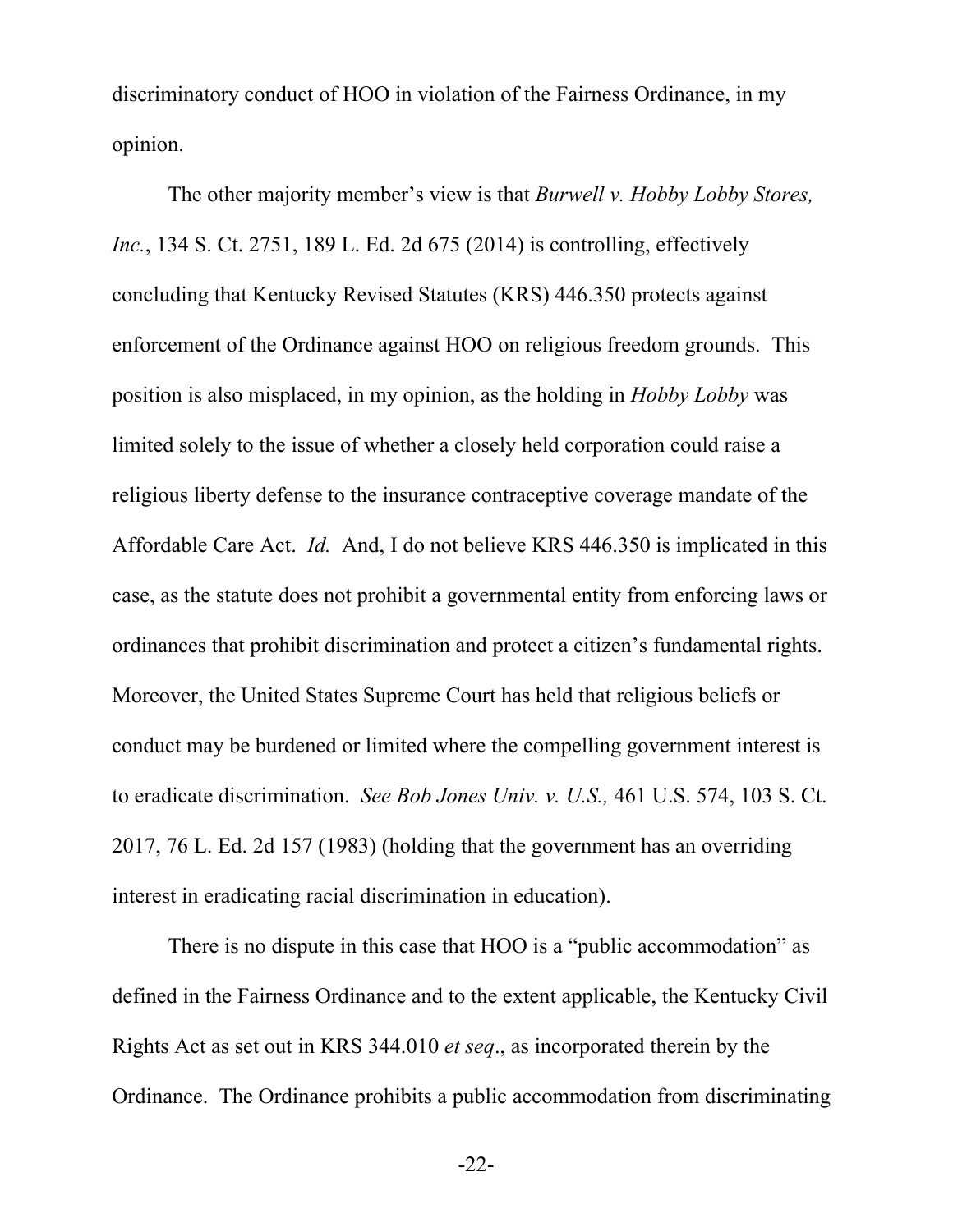discriminatory conduct of HOO in violation of the Fairness Ordinance, in my opinion.

The other majority member's view is that *Burwell v. Hobby Lobby Stores, Inc.*, 134 S. Ct. 2751, 189 L. Ed. 2d 675 (2014) is controlling, effectively concluding that Kentucky Revised Statutes (KRS) 446.350 protects against enforcement of the Ordinance against HOO on religious freedom grounds. This position is also misplaced, in my opinion, as the holding in *Hobby Lobby* was limited solely to the issue of whether a closely held corporation could raise a religious liberty defense to the insurance contraceptive coverage mandate of the Affordable Care Act. *Id.* And, I do not believe KRS 446.350 is implicated in this case, as the statute does not prohibit a governmental entity from enforcing laws or ordinances that prohibit discrimination and protect a citizen's fundamental rights. Moreover, the United States Supreme Court has held that religious beliefs or conduct may be burdened or limited where the compelling government interest is to eradicate discrimination. *See Bob Jones Univ. v. U.S.,* 461 U.S. 574, 103 S. Ct. 2017, 76 L. Ed. 2d 157 (1983) (holding that the government has an overriding interest in eradicating racial discrimination in education).

There is no dispute in this case that HOO is a "public accommodation" as defined in the Fairness Ordinance and to the extent applicable, the Kentucky Civil Rights Act as set out in KRS 344.010 *et seq*., as incorporated therein by the Ordinance. The Ordinance prohibits a public accommodation from discriminating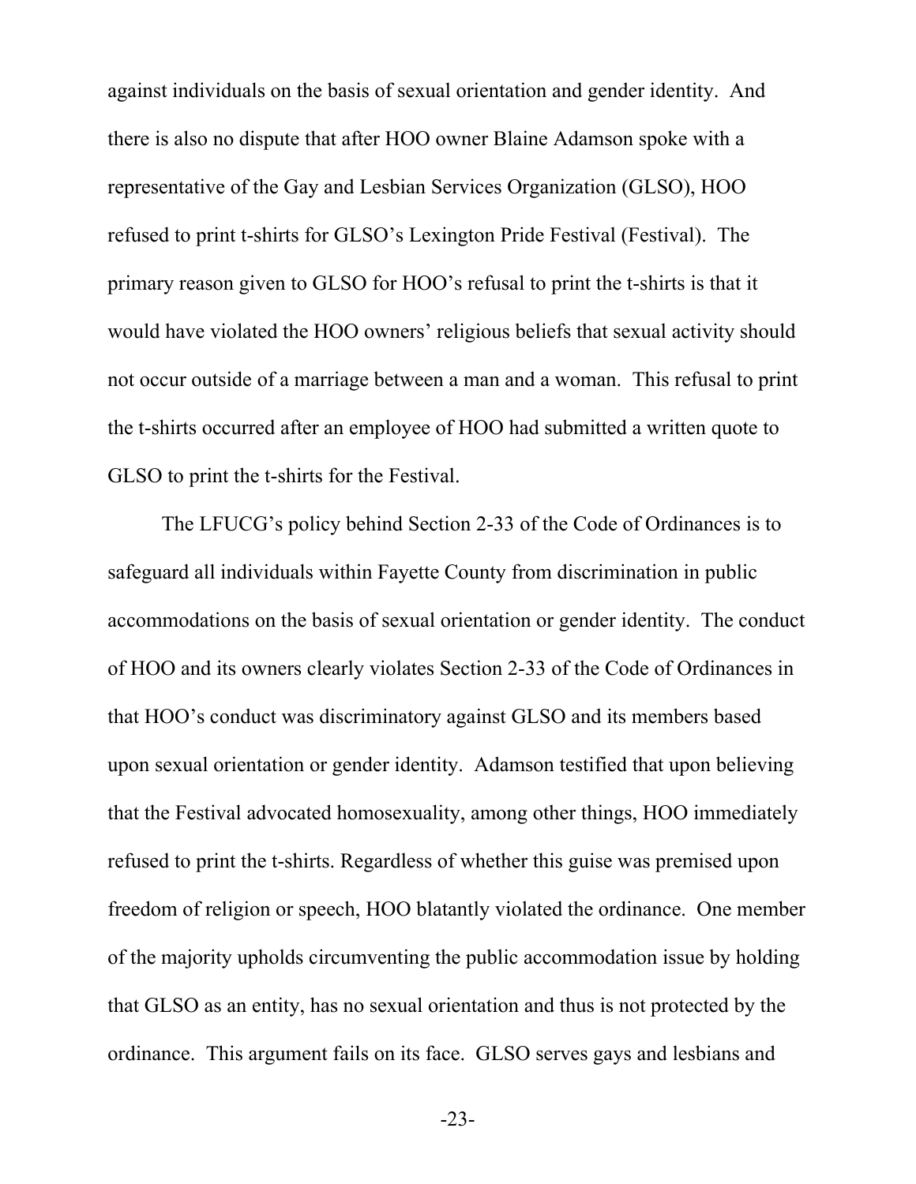against individuals on the basis of sexual orientation and gender identity. And there is also no dispute that after HOO owner Blaine Adamson spoke with a representative of the Gay and Lesbian Services Organization (GLSO), HOO refused to print t-shirts for GLSO's Lexington Pride Festival (Festival). The primary reason given to GLSO for HOO's refusal to print the t-shirts is that it would have violated the HOO owners' religious beliefs that sexual activity should not occur outside of a marriage between a man and a woman. This refusal to print the t-shirts occurred after an employee of HOO had submitted a written quote to GLSO to print the t-shirts for the Festival.

The LFUCG's policy behind Section 2-33 of the Code of Ordinances is to safeguard all individuals within Fayette County from discrimination in public accommodations on the basis of sexual orientation or gender identity. The conduct of HOO and its owners clearly violates Section 2-33 of the Code of Ordinances in that HOO's conduct was discriminatory against GLSO and its members based upon sexual orientation or gender identity. Adamson testified that upon believing that the Festival advocated homosexuality, among other things, HOO immediately refused to print the t-shirts. Regardless of whether this guise was premised upon freedom of religion or speech, HOO blatantly violated the ordinance. One member of the majority upholds circumventing the public accommodation issue by holding that GLSO as an entity, has no sexual orientation and thus is not protected by the ordinance. This argument fails on its face. GLSO serves gays and lesbians and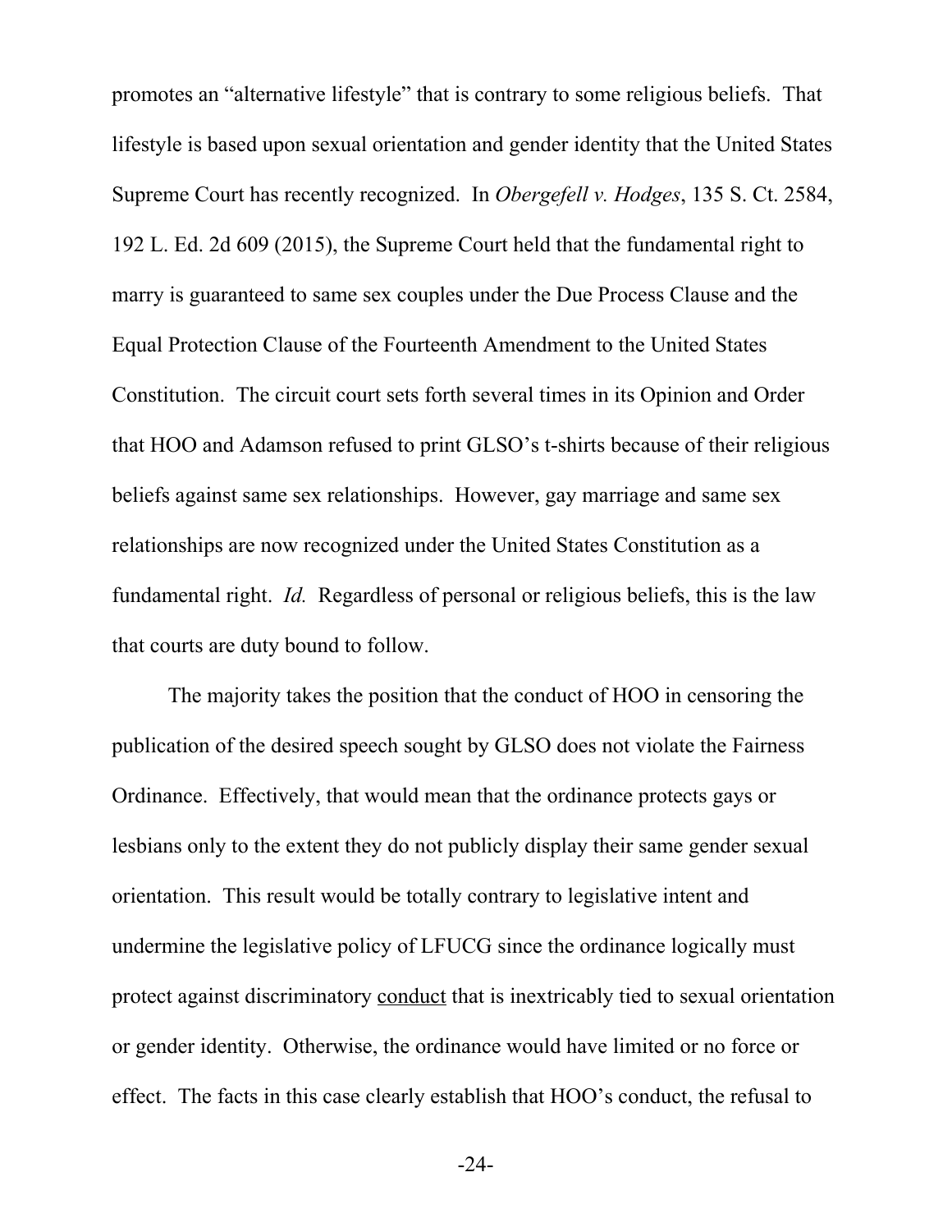promotes an "alternative lifestyle" that is contrary to some religious beliefs. That lifestyle is based upon sexual orientation and gender identity that the United States Supreme Court has recently recognized. In *Obergefell v. Hodges*, 135 S. Ct. 2584, 192 L. Ed. 2d 609 (2015), the Supreme Court held that the fundamental right to marry is guaranteed to same sex couples under the Due Process Clause and the Equal Protection Clause of the Fourteenth Amendment to the United States Constitution. The circuit court sets forth several times in its Opinion and Order that HOO and Adamson refused to print GLSO's t-shirts because of their religious beliefs against same sex relationships. However, gay marriage and same sex relationships are now recognized under the United States Constitution as a fundamental right. *Id.* Regardless of personal or religious beliefs, this is the law that courts are duty bound to follow.

The majority takes the position that the conduct of HOO in censoring the publication of the desired speech sought by GLSO does not violate the Fairness Ordinance. Effectively, that would mean that the ordinance protects gays or lesbians only to the extent they do not publicly display their same gender sexual orientation. This result would be totally contrary to legislative intent and undermine the legislative policy of LFUCG since the ordinance logically must protect against discriminatory <u>conduct</u> that is inextricably tied to sexual orientation or gender identity. Otherwise, the ordinance would have limited or no force or effect. The facts in this case clearly establish that HOO's conduct, the refusal to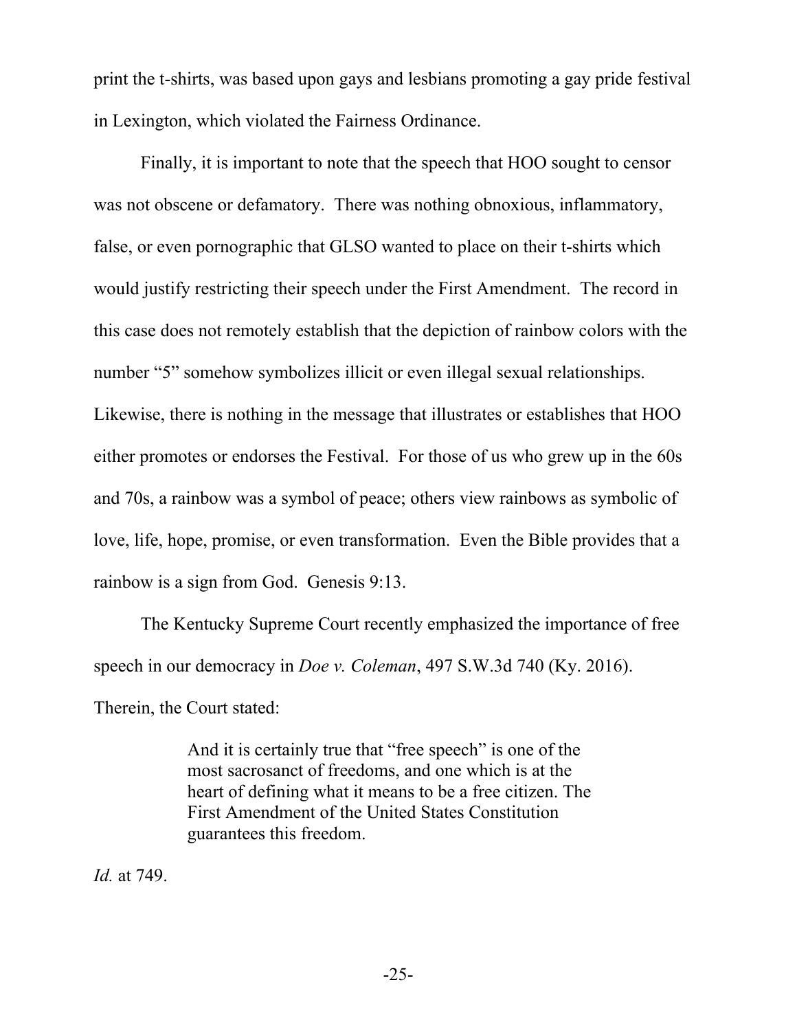print the t-shirts, was based upon gays and lesbians promoting a gay pride festival in Lexington, which violated the Fairness Ordinance.

Finally, it is important to note that the speech that HOO sought to censor was not obscene or defamatory. There was nothing obnoxious, inflammatory, false, or even pornographic that GLSO wanted to place on their t-shirts which would justify restricting their speech under the First Amendment. The record in this case does not remotely establish that the depiction of rainbow colors with the number "5" somehow symbolizes illicit or even illegal sexual relationships. Likewise, there is nothing in the message that illustrates or establishes that HOO either promotes or endorses the Festival. For those of us who grew up in the 60s and 70s, a rainbow was a symbol of peace; others view rainbows as symbolic of love, life, hope, promise, or even transformation. Even the Bible provides that a rainbow is a sign from God. Genesis 9:13.

The Kentucky Supreme Court recently emphasized the importance of free speech in our democracy in *Doe v. Coleman*, 497 S.W.3d 740 (Ky. 2016). Therein, the Court stated:

> And it is certainly true that "free speech" is one of the most sacrosanct of freedoms, and one which is at the heart of defining what it means to be a free citizen. The First Amendment of the United States Constitution guarantees this freedom.

*Id.* at 749.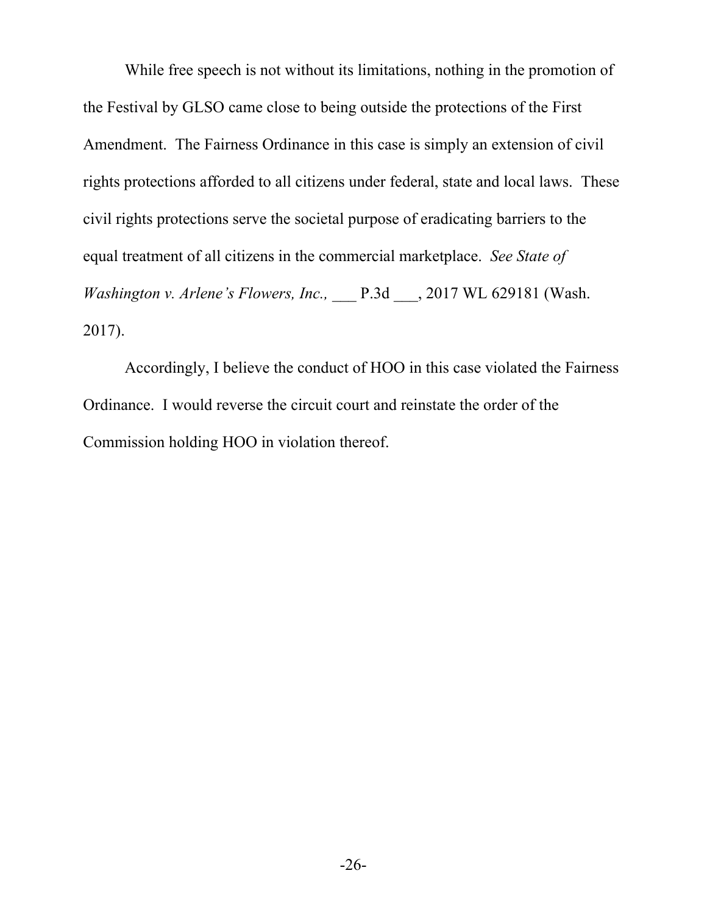While free speech is not without its limitations, nothing in the promotion of the Festival by GLSO came close to being outside the protections of the First Amendment. The Fairness Ordinance in this case is simply an extension of civil rights protections afforded to all citizens under federal, state and local laws. These civil rights protections serve the societal purpose of eradicating barriers to the equal treatment of all citizens in the commercial marketplace. *See State of Washington v. Arlene's Flowers, Inc.,* ___ P.3d ___, 2017 WL 629181 (Wash. 2017).

Accordingly, I believe the conduct of HOO in this case violated the Fairness Ordinance. I would reverse the circuit court and reinstate the order of the Commission holding HOO in violation thereof.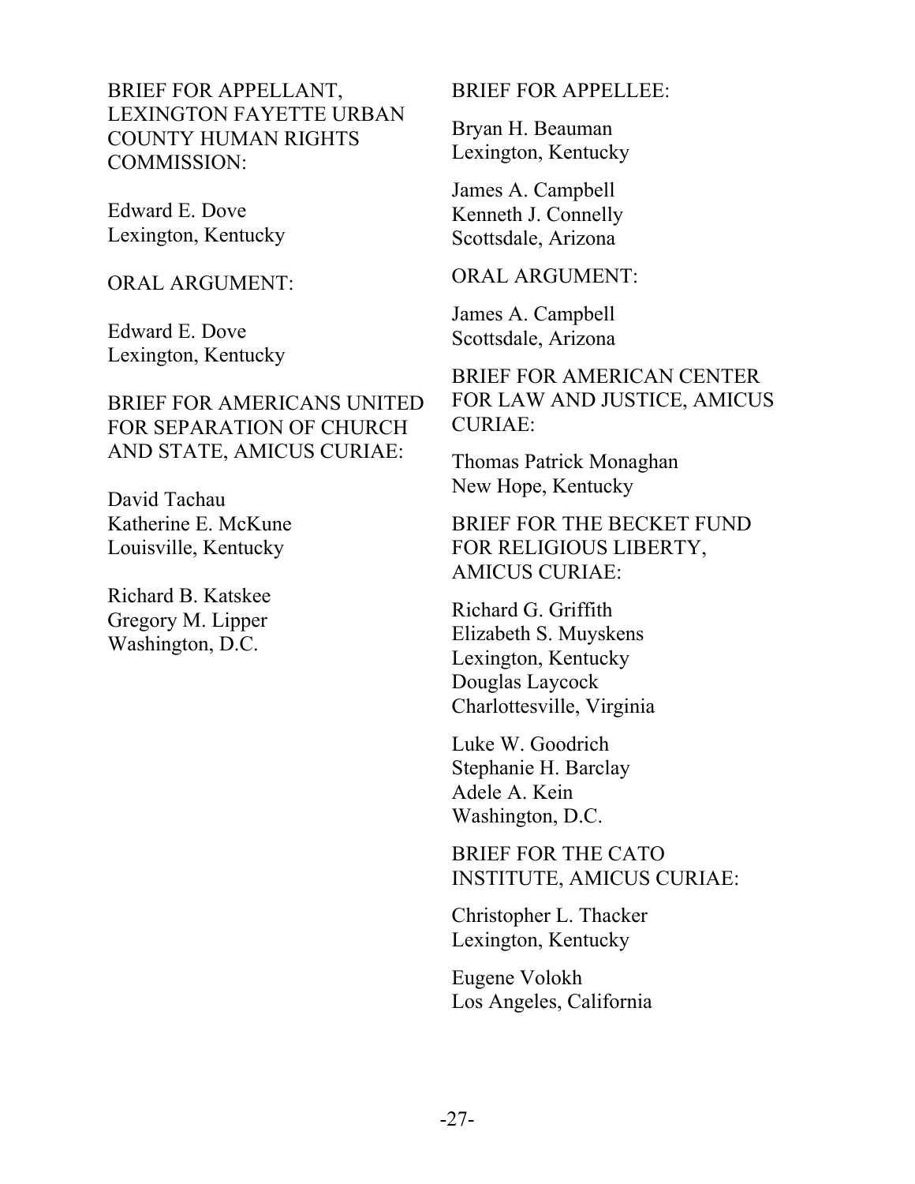BRIEF FOR APPELLANT, LEXINGTON FAYETTE URBAN COUNTY HUMAN RIGHTS COMMISSION:

Edward E. Dove
Lexington, Kentucky

ORAL ARGUMENT:

Edward E. Dove
Lexington, Kentucky

BRIEF FOR AMERICANS UNITED FOR SEPARATION OF CHURCH AND STATE, AMICUS CURIAE:

David Tachau
Katherine E. McKune
Louisville, Kentucky

Richard B. Katskee
Gregory M. Lipper
Washington, D.C.

BRIEF FOR APPELLEE:

Bryan H. Beauman
Lexington, Kentucky

James A. Campbell
Kenneth J. Connelly
Scottsdale, Arizona

ORAL ARGUMENT:

James A. Campbell
Scottsdale, Arizona

BRIEF FOR AMERICAN CENTER FOR LAW AND JUSTICE, AMICUS CURIAE:

Thomas Patrick Monaghan
New Hope, Kentucky

BRIEF FOR THE BECKET FUND FOR RELIGIOUS LIBERTY, AMICUS CURIAE:

Richard G. Griffith
Elizabeth S. Muyskens
Lexington, Kentucky
Douglas Laycock
Charlottesville, Virginia

Luke W. Goodrich
Stephanie H. Barclay
Adele A. Kein
Washington, D.C.

BRIEF FOR THE CATO INSTITUTE, AMICUS CURIAE:

Christopher L. Thacker
Lexington, Kentucky

Eugene Volokh
Los Angeles, California